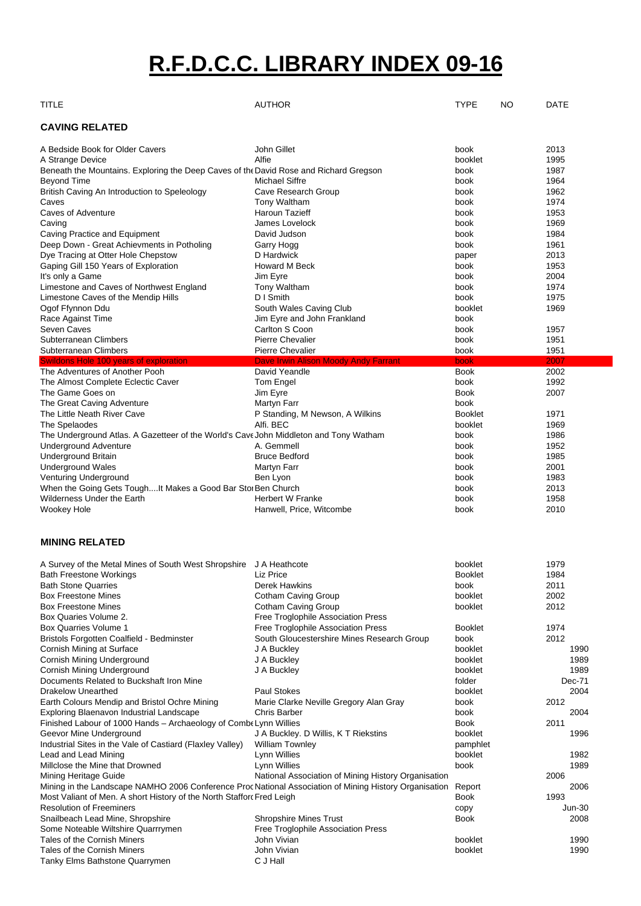# R.F.D.C.C. LIBRARY INDEX 09-16

## CAVING RELATED

| TITLE | AUTHOR | TYPE | NO | DATE |
|---|---|---|---|---|
| A Bedside Book for Older Cavers | John Gillet | book | | 2013 |
| A Strange Device | Alfie | booklet | | 1995 |
| Beneath the Mountains. Exploring the Deep Caves of the | David Rose and Richard Gregson | book | | 1987 |
| Beyond Time | Michael Siffre | book | | 1964 |
| British Caving An Introduction to Speleology | Cave Research Group | book | | 1962 |
| Caves | Tony Waltham | book | | 1974 |
| Caves of Adventure | Haroun Tazieff | book | | 1953 |
| Caving | James Lovelock | book | | 1969 |
| Caving Practice and Equipment | David Judson | book | | 1984 |
| Deep Down - Great Achievments in Potholing | Garry Hogg | book | | 1961 |
| Dye Tracing at Otter Hole Chepstow | D Hardwick | paper | | 2013 |
| Gaping Gill 150 Years of Exploration | Howard M Beck | book | | 1953 |
| It's only a Game | Jim Eyre | book | | 2004 |
| Limestone and Caves of Northwest England | Tony Waltham | book | | 1974 |
| Limestone Caves of the Mendip Hills | D I Smith | book | | 1975 |
| Ogof Ffynnon Ddu | South Wales Caving Club | booklet | | 1969 |
| Race Against Time | Jim Eyre and John Frankland | book | | |
| Seven Caves | Carlton S Coon | book | | 1957 |
| Subterranean Climbers | Pierre Chevalier | book | | 1951 |
| Subterranean Climbers | Pierre Chevalier | book | | 1951 |
| Swildons Hole 100 years of exploration | Dave Irwin Alison Moody Andy Farrant | book | | 2007 |
| The Adventures of Another Pooh | David Yeandle | Book | | 2002 |
| The Almost Complete Eclectic Caver | Tom Engel | book | | 1992 |
| The Game Goes on | Jim Eyre | Book | | 2007 |
| The Great Caving Adventure | Martyn Farr | book | | |
| The Little Neath River Cave | P Standing, M Newson, A Wilkins | Booklet | | 1971 |
| The Spelaodes | Alfi. BEC | booklet | | 1969 |
| The Underground Atlas. A Gazetteer of the World's Cave | John Middleton and Tony Watham | book | | 1986 |
| Underground Adventure | A. Gemmell | book | | 1952 |
| Underground Britain | Bruce Bedford | book | | 1985 |
| Underground Wales | Martyn Farr | book | | 2001 |
| Venturing Underground | Ben Lyon | book | | 1983 |
| When the Going Gets Tough....It Makes a Good Bar Stor | Ben Church | book | | 2013 |
| Wilderness Under the Earth | Herbert W Franke | book | | 1958 |
| Wookey Hole | Hanwell, Price, Witcombe | book | | 2010 |

## MINING RELATED

| TITLE | AUTHOR | TYPE | NO | DATE |
|---|---|---|---|---|
| A Survey of the Metal Mines of South West Shropshire | J A Heathcote | booklet | | 1979 |
| Bath Freestone Workings | Liz Price | Booklet | | 1984 |
| Bath Stone Quarries | Derek Hawkins | book | | 2011 |
| Box Freestone Mines | Cotham Caving Group | booklet | | 2002 |
| Box Freestone Mines | Cotham Caving Group | booklet | | 2012 |
| Box Quaries Volume 2. | Free Troglophile Association Press | | | |
| Box Quarries Volume 1 | Free Troglophile Association Press | Booklet | | 1974 |
| Bristols Forgotten Coalfield - Bedminster | South Gloucestershire Mines Research Group | book | | 2012 |
| Cornish Mining at Surface | J A Buckley | booklet | | 1990 |
| Cornish Mining Underground | J A Buckley | booklet | | 1989 |
| Cornish Mining Underground | J A Buckley | booklet | | 1989 |
| Documents Related to Buckshaft Iron Mine | | folder | | Dec-71 |
| Drakelow Unearthed | Paul Stokes | booklet | | 2004 |
| Earth Colours Mendip and Bristol Ochre Mining | Marie Clarke Neville Gregory Alan Gray | book | | 2012 |
| Exploring Blaenavon Industrial Landscape | Chris Barber | book | | 2004 |
| Finished Labour of 1000 Hands – Archaeology of Combe | Lynn Willies | Book | | 2011 |
| Geevor Mine Underground | J A Buckley. D Willis, K T Riekstins | booklet | | 1996 |
| Industrial Sites in the Vale of Castiard (Flaxley Valley) | William Townley | pamphlet | | |
| Lead and Lead Mining | Lynn Willies | booklet | | 1982 |
| Millclose the Mine that Drowned | Lynn Willies | book | | 1989 |
| Mining Heritage Guide | National Association of Mining History Organisation | | | 2006 |
| Mining in the Landscape NAMHO 2006 Conference Proc | National Association of Mining History Organisation | Report | | 2006 |
| Most Valiant of Men. A short History of the North Stafford | Fred Leigh | Book | | 1993 |
| Resolution of Freeminers | | copy | | Jun-30 |
| Snailbeach Lead Mine, Shropshire | Shropshire Mines Trust | Book | | 2008 |
| Some Noteable Wiltshire Quarrrymen | Free Troglophile Association Press | | | |
| Tales of the Cornish Miners | John Vivian | booklet | | 1990 |
| Tales of the Cornish Miners | John Vivian | booklet | | 1990 |
| Tanky Elms Bathstone Quarrymen | C J Hall | | | |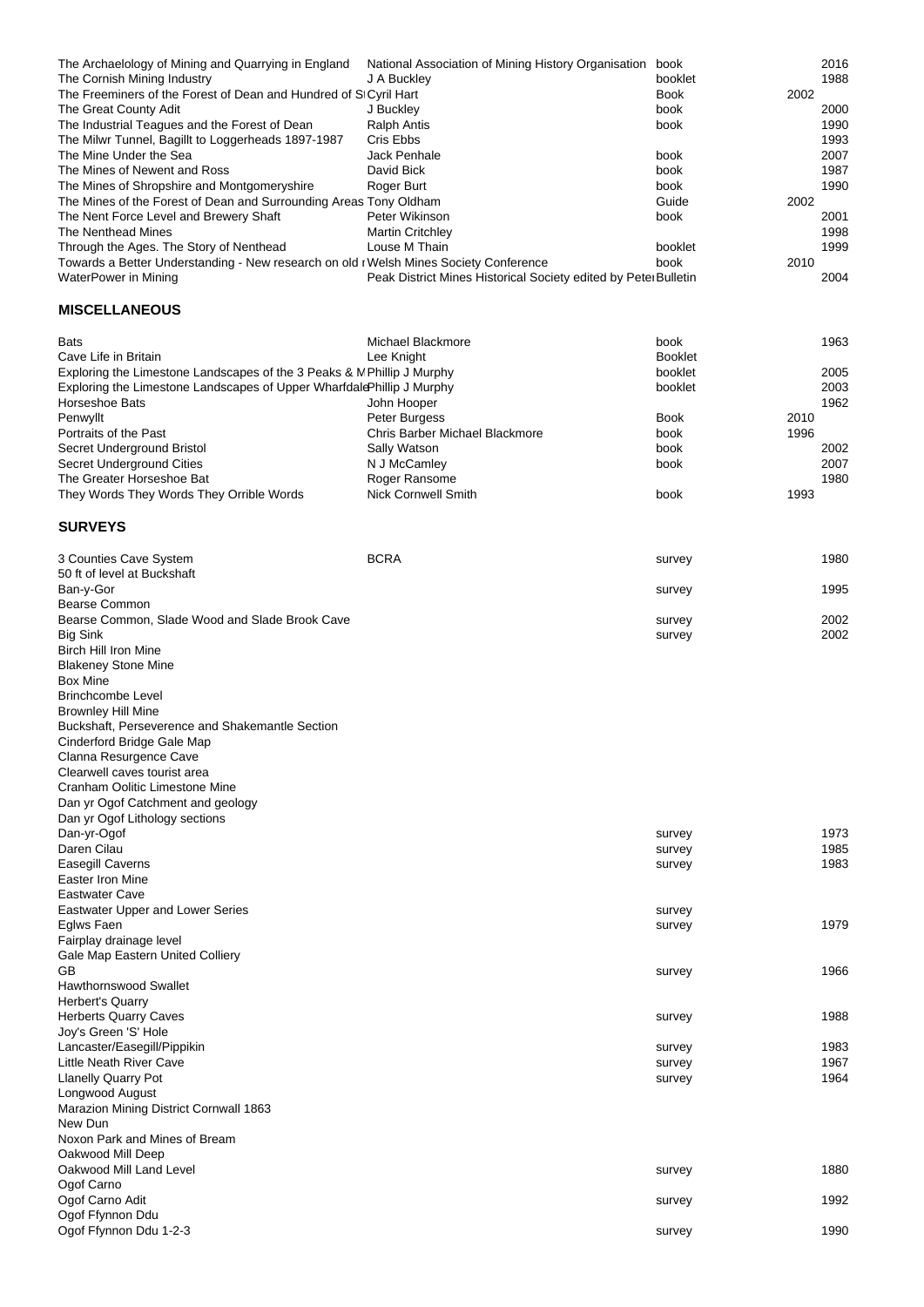| | | | |
|---|---|---|---|
| The Archaelology of Mining and Quarrying in England | National Association of Mining History Organisation | book | 2016 |
| The Cornish Mining Industry | J A Buckley | booklet | 1988 |
| The Freeminers of the Forest of Dean and Hundred of S Cyril Hart | | Book | 2002 |
| The Great County Adit | J Buckley | book | 2000 |
| The Industrial Teagues and the Forest of Dean | Ralph Antis | book | 1990 |
| The Milwr Tunnel, Bagillt to Loggerheads 1897-1987 | Cris Ebbs | | 1993 |
| The Mine Under the Sea | Jack Penhale | book | 2007 |
| The Mines of Newent and Ross | David Bick | book | 1987 |
| The Mines of Shropshire and Montgomeryshire | Roger Burt | book | 1990 |
| The Mines of the Forest of Dean and Surrounding Areas | Tony Oldham | Guide | 2002 |
| The Nent Force Level and Brewery Shaft | Peter Wikinson | book | 2001 |
| The Nenthead Mines | Martin Critchley | | 1998 |
| Through the Ages. The Story of Nenthead | Louse M Thain | booklet | 1999 |
| Towards a Better Understanding - New research on old r | Welsh Mines Society Conference | book | 2010 |
| WaterPower in Mining | Peak District Mines Historical Society edited by Peter | Bulletin | 2004 |

## MISCELLANEOUS

| | | | |
|---|---|---|---|
| Bats | Michael Blackmore | book | 1963 |
| Cave Life in Britain | Lee Knight | Booklet | |
| Exploring the Limestone Landscapes of the 3 Peaks & M | Phillip J Murphy | booklet | 2005 |
| Exploring the Limestone Landscapes of Upper Wharfdale | Phillip J Murphy | booklet | 2003 |
| Horseshoe Bats | John Hooper | | 1962 |
| Penwyllt | Peter Burgess | Book | 2010 |
| Portraits of the Past | Chris Barber Michael Blackmore | book | 1996 |
| Secret Underground Bristol | Sally Watson | book | 2002 |
| Secret Underground Cities | N J McCamley | book | 2007 |
| The Greater Horseshoe Bat | Roger Ransome | | 1980 |
| They Words They Words They Orrible Words | Nick Cornwell Smith | book | 1993 |

## SURVEYS

| | | | |
|---|---|---|---|
| 3 Counties Cave System | BCRA | survey | 1980 |
| 50 ft of level at Buckshaft | | | |
| Ban-y-Gor | | survey | 1995 |
| Bearse Common | | | |
| Bearse Common, Slade Wood and Slade Brook Cave | | survey | 2002 |
| Big Sink | | survey | 2002 |
| Birch Hill Iron Mine | | | |
| Blakeney Stone Mine | | | |
| Box Mine | | | |
| Brinchcombe Level | | | |
| Brownley Hill Mine | | | |
| Buckshaft, Perseverence and Shakemantle Section | | | |
| Cinderford Bridge Gale Map | | | |
| Clanna Resurgence Cave | | | |
| Clearwell caves tourist area | | | |
| Cranham Oolitic Limestone Mine | | | |
| Dan yr Ogof Catchment and geology | | | |
| Dan yr Ogof Lithology sections | | | |
| Dan-yr-Ogof | | survey | 1973 |
| Daren Cilau | | survey | 1985 |
| Easegill Caverns | | survey | 1983 |
| Easter Iron Mine | | | |
| Eastwater Cave | | | |
| Eastwater Upper and Lower Series | | survey | |
| Eglws Faen | | survey | 1979 |
| Fairplay drainage level | | | |
| Gale Map Eastern United Colliery | | | |
| GB | | survey | 1966 |
| Hawthornswood Swallet | | | |
| Herbert's Quarry | | | |
| Herberts Quarry Caves | | survey | 1988 |
| Joy's Green 'S' Hole | | | |
| Lancaster/Easegill/Pippikin | | survey | 1983 |
| Little Neath River Cave | | survey | 1967 |
| Llanelly Quarry Pot | | survey | 1964 |
| Longwood August | | | |
| Marazion Mining District Cornwall 1863 | | | |
| New Dun | | | |
| Noxon Park and Mines of Bream | | | |
| Oakwood Mill Deep | | | |
| Oakwood Mill Land Level | | survey | 1880 |
| Ogof Carno | | | |
| Ogof Carno Adit | | survey | 1992 |
| Ogof Ffynnon Ddu | | | |
| Ogof Ffynnon Ddu 1-2-3 | | survey | 1990 |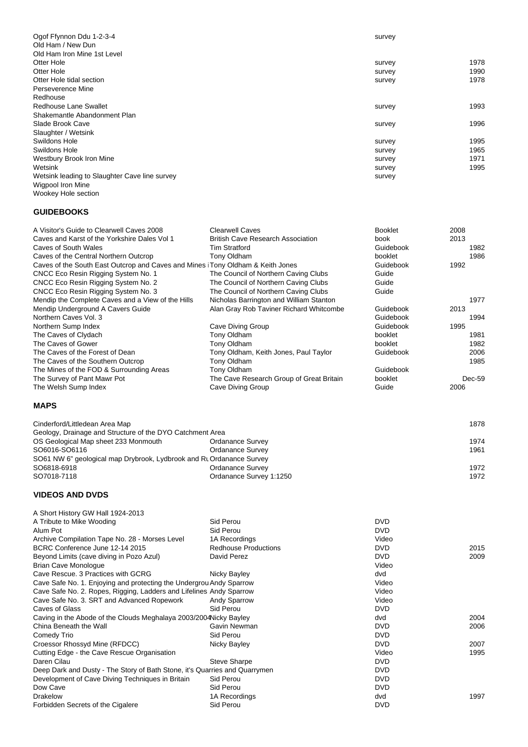| | | | |
|---|---|---|---|
| Ogof Ffynnon Ddu 1-2-3-4 | | survey | |
| Old Ham / New Dun | | | |
| Old Ham Iron Mine 1st Level | | | |
| Otter Hole | | survey | 1978 |
| Otter Hole | | survey | 1990 |
| Otter Hole tidal section | | survey | 1978 |
| Perseverence Mine | | | |
| Redhouse | | | |
| Redhouse Lane Swallet | | survey | 1993 |
| Shakemantle Abandonment Plan | | | |
| Slade Brook Cave | | survey | 1996 |
| Slaughter / Wetsink | | | |
| Swildons Hole | | survey | 1995 |
| Swildons Hole | | survey | 1965 |
| Westbury Brook Iron Mine | | survey | 1971 |
| Wetsink | | survey | 1995 |
| Wetsink leading to Slaughter Cave line survey | | survey | |
| Wigpool Iron Mine | | | |
| Wookey Hole section | | | |

## GUIDEBOOKS

| | | | |
|---|---|---|---|
| A Visitor's Guide to Clearwell Caves 2008 | Clearwell Caves | Booklet | 2008 |
| Caves and Karst of the Yorkshire Dales Vol 1 | British Cave Research Association | book | 2013 |
| Caves of South Wales | Tim Stratford | Guidebook | 1982 |
| Caves of the Central Northern Outcrop | Tony Oldham | booklet | 1986 |
| Caves of the South East Outcrop and Caves and Mines i | Tony Oldham & Keith Jones | Guidebook | 1992 |
| CNCC Eco Resin Rigging System No. 1 | The Council of Northern Caving Clubs | Guide | |
| CNCC Eco Resin Rigging System No. 2 | The Council of Northern Caving Clubs | Guide | |
| CNCC Eco Resin Rigging System No. 3 | The Council of Northern Caving Clubs | Guide | |
| Mendip the Complete Caves and a View of the Hills | Nicholas Barrington and William Stanton | | 1977 |
| Mendip Underground A Cavers Guide | Alan Gray Rob Taviner Richard Whitcombe | Guidebook | 2013 |
| Northern Caves Vol. 3 | | Guidebook | 1994 |
| Northern Sump Index | Cave Diving Group | Guidebook | 1995 |
| The Caves of Clydach | Tony Oldham | booklet | 1981 |
| The Caves of Gower | Tony Oldham | booklet | 1982 |
| The Caves of the Forest of Dean | Tony Oldham, Keith Jones, Paul Taylor | Guidebook | 2006 |
| The Caves of the Southern Outcrop | Tony Oldham | | 1985 |
| The Mines of the FOD & Surrounding Areas | Tony Oldham | Guidebook | |
| The Survey of Pant Mawr Pot | The Cave Research Group of Great Britain | booklet | Dec-59 |
| The Welsh Sump Index | Cave Diving Group | Guide | 2006 |

## MAPS

| | | |
|---|---|---|
| Cinderford/Littledean Area Map | | 1878 |
| Geology, Drainage and Structure of the DYO Catchment Area | | |
| OS Geological Map sheet 233 Monmouth | Ordanance Survey | 1974 |
| SO6016-SO6116 | Ordanance Survey | 1961 |
| SO61 NW 6" geological map Drybrook, Lydbrook and Ru | Ordanance Survey | |
| SO6818-6918 | Ordanance Survey | 1972 |
| SO7018-7118 | Ordanance Survey 1:1250 | 1972 |

## VIDEOS AND DVDS

| | | | |
|---|---|---|---|
| A Short History GW Hall 1924-2013 | | | |
| A Tribute to Mike Wooding | Sid Perou | DVD | |
| Alum Pot | Sid Perou | DVD | |
| Archive Compilation Tape No. 28 - Morses Level | 1A Recordings | Video | |
| BCRC Conference June 12-14 2015 | Redhouse Productions | DVD | 2015 |
| Beyond Limits (cave diving in Pozo Azul) | David Perez | DVD | 2009 |
| Brian Cave Monologue | | Video | |
| Cave Rescue. 3 Practices with GCRG | Nicky Bayley | dvd | |
| Cave Safe No. 1. Enjoying and protecting the Undergrou | Andy Sparrow | Video | |
| Cave Safe No. 2. Ropes, Rigging, Ladders and Lifelines | Andy Sparrow | Video | |
| Cave Safe No. 3. SRT and Advanced Ropework | Andy Sparrow | Video | |
| Caves of Glass | Sid Perou | DVD | |
| Caving in the Abode of the Clouds Meghalaya 2003/2004 | Nicky Bayley | dvd | 2004 |
| China Beneath the Wall | Gavin Newman | DVD | 2006 |
| Comedy Trio | Sid Perou | DVD | |
| Croessor Rhossyd Mine (RFDCC) | Nicky Bayley | DVD | 2007 |
| Cutting Edge - the Cave Rescue Organisation | | Video | 1995 |
| Daren Cilau | Steve Sharpe | DVD | |
| Deep Dark and Dusty - The Story of Bath Stone, it's Quarries and Quarrymen | | DVD | |
| Development of Cave Diving Techniques in Britain | Sid Perou | DVD | |
| Dow Cave | Sid Perou | DVD | |
| Drakelow | 1A Recordings | dvd | 1997 |
| Forbidden Secrets of the Cigalere | Sid Perou | DVD | |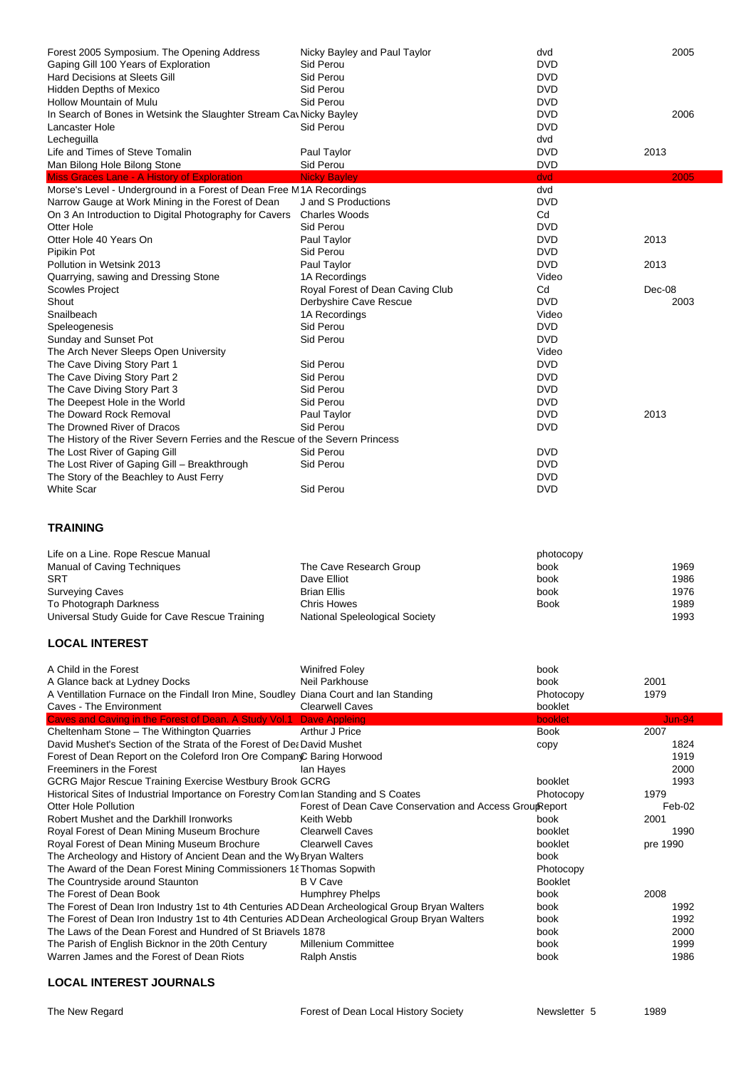| | | | |
|---|---|---|---|
| Forest 2005 Symposium. The Opening Address | Nicky Bayley and Paul Taylor | dvd | 2005 |
| Gaping Gill 100 Years of Exploration | Sid Perou | DVD | |
| Hard Decisions at Sleets Gill | Sid Perou | DVD | |
| Hidden Depths of Mexico | Sid Perou | DVD | |
| Hollow Mountain of Mulu | Sid Perou | DVD | |
| In Search of Bones in Wetsink the Slaughter Stream Cav | Nicky Bayley | DVD | 2006 |
| Lancaster Hole | Sid Perou | DVD | |
| Lecheguilla | | dvd | |
| Life and Times of Steve Tomalin | Paul Taylor | DVD | 2013 |
| Man Bilong Hole Bilong Stone | Sid Perou | DVD | |
| Miss Graces Lane - A History of Exploration | Nicky Bayley | dvd | 2005 |
| Morse's Level - Underground in a Forest of Dean Free M | 1A Recordings | dvd | |
| Narrow Gauge at Work Mining in the Forest of Dean | J and S Productions | DVD | |
| On 3 An Introduction to Digital Photography for Cavers | Charles Woods | Cd | |
| Otter Hole | Sid Perou | DVD | |
| Otter Hole 40 Years On | Paul Taylor | DVD | 2013 |
| Pipikin Pot | Sid Perou | DVD | |
| Pollution in Wetsink 2013 | Paul Taylor | DVD | 2013 |
| Quarrying, sawing and Dressing Stone | 1A Recordings | Video | |
| Scowles Project | Royal Forest of Dean Caving Club | Cd | Dec-08 |
| Shout | Derbyshire Cave Rescue | DVD | 2003 |
| Snailbeach | 1A Recordings | Video | |
| Speleogenesis | Sid Perou | DVD | |
| Sunday and Sunset Pot | Sid Perou | DVD | |
| The Arch Never Sleeps Open University | | Video | |
| The Cave Diving Story Part 1 | Sid Perou | DVD | |
| The Cave Diving Story Part 2 | Sid Perou | DVD | |
| The Cave Diving Story Part 3 | Sid Perou | DVD | |
| The Deepest Hole in the World | Sid Perou | DVD | |
| The Doward Rock Removal | Paul Taylor | DVD | 2013 |
| The Drowned River of Dracos | Sid Perou | DVD | |
| The History of the River Severn Ferries and the Rescue of the Severn Princess | | | |
| The Lost River of Gaping Gill | Sid Perou | DVD | |
| The Lost River of Gaping Gill – Breakthrough | Sid Perou | DVD | |
| The Story of the Beachley to Aust Ferry | | DVD | |
| White Scar | Sid Perou | DVD | |

## TRAINING

| | | | |
|---|---|---|---|
| Life on a Line. Rope Rescue Manual | | photocopy | |
| Manual of Caving Techniques | The Cave Research Group | book | 1969 |
| SRT | Dave Elliot | book | 1986 |
| Surveying Caves | Brian Ellis | book | 1976 |
| To Photograph Darkness | Chris Howes | Book | 1989 |
| Universal Study Guide for Cave Rescue Training | National Speleological Society | | 1993 |

## LOCAL INTEREST

| | | | |
|---|---|---|---|
| A Child in the Forest | Winifred Foley | book | |
| A Glance back at Lydney Docks | Neil Parkhouse | book | 2001 |
| A Ventillation Furnace on the Findall Iron Mine, Soudley | Diana Court and Ian Standing | Photocopy | 1979 |
| Caves - The Environment | Clearwell Caves | booklet | |
| Caves and Caving in the Forest of Dean. A Study Vol.1 | Dave Appleing | booklet | Jun-94 |
| Cheltenham Stone – The Withington Quarries | Arthur J Price | Book | 2007 |
| David Mushet's Section of the Strata of the Forest of Dea | David Mushet | copy | 1824 |
| Forest of Dean Report on the Coleford Iron Ore Company | C Baring Horwood | | 1919 |
| Freeminers in the Forest | Ian Hayes | | 2000 |
| GCRG Major Rescue Training Exercise Westbury Brook | GCRG | booklet | 1993 |
| Historical Sites of Industrial Importance on Forestry Com | Ian Standing and S Coates | Photocopy | 1979 |
| Otter Hole Pollution | Forest of Dean Cave Conservation and Access Group | Report | Feb-02 |
| Robert Mushet and the Darkhill Ironworks | Keith Webb | book | 2001 |
| Royal Forest of Dean Mining Museum Brochure | Clearwell Caves | booklet | 1990 |
| Royal Forest of Dean Mining Museum Brochure | Clearwell Caves | booklet | pre 1990 |
| The Archeology and History of Ancient Dean and the Wy | Bryan Walters | book | |
| The Award of the Dean Forest Mining Commissioners 1 | Thomas Sopwith | Photocopy | |
| The Countryside around Staunton | B V Cave | Booklet | |
| The Forest of Dean Book | Humphrey Phelps | book | 2008 |
| The Forest of Dean Iron Industry 1st to 4th Centuries AD | Dean Archeological Group Bryan Walters | book | 1992 |
| The Forest of Dean Iron Industry 1st to 4th Centuries AD | Dean Archeological Group Bryan Walters | book | 1992 |
| The Laws of the Dean Forest and Hundred of St Briavels 1878 | | book | 2000 |
| The Parish of English Bicknor in the 20th Century | Millenium Committee | book | 1999 |
| Warren James and the Forest of Dean Riots | Ralph Anstis | book | 1986 |

## LOCAL INTEREST JOURNALS

| | | | |
|---|---|---|---|
| The New Regard | Forest of Dean Local History Society | Newsletter 5 | 1989 |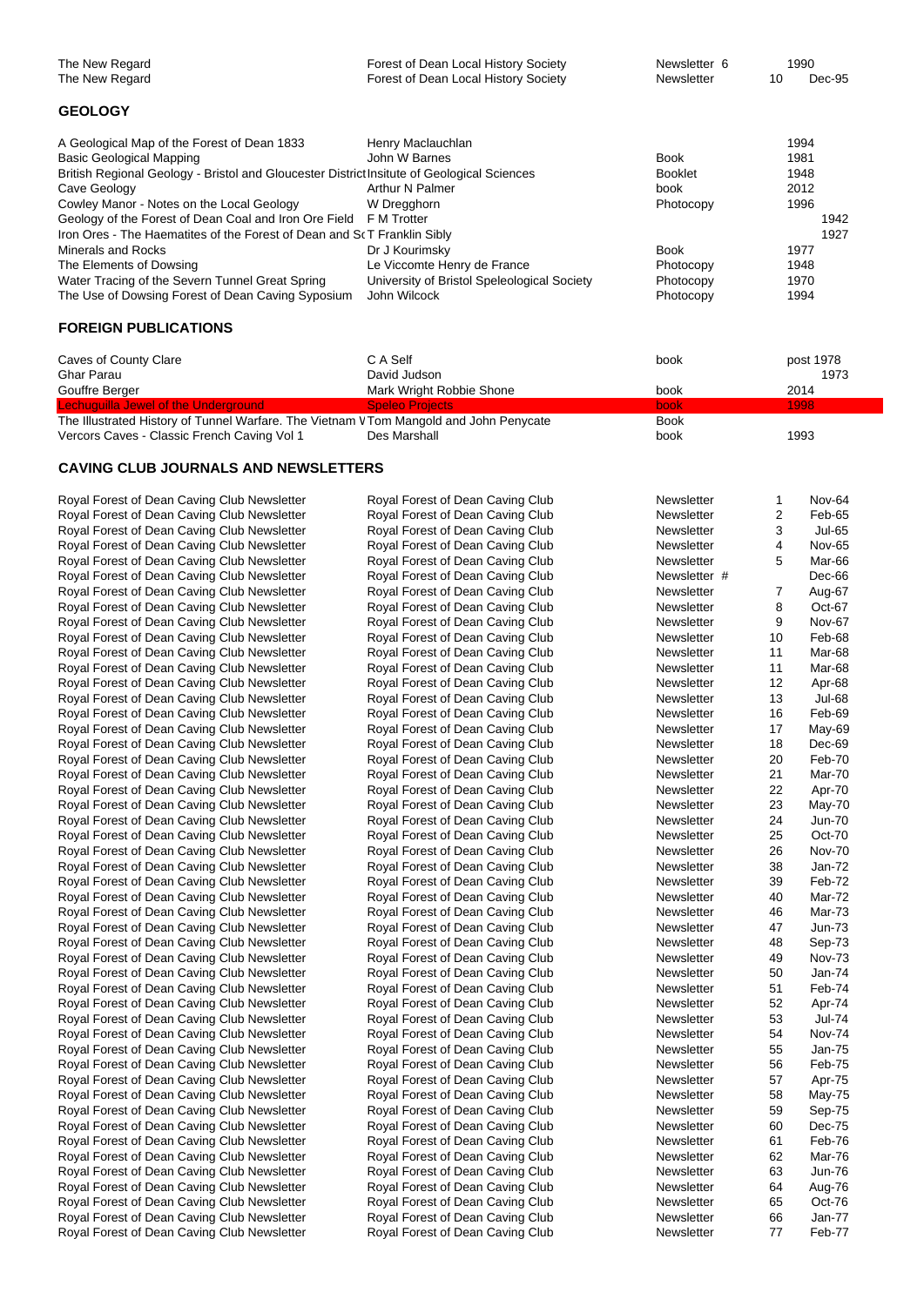| | | | | |
|---|---|---|---|---|
| The New Regard | Forest of Dean Local History Society | Newsletter 6 | | 1990 |
| The New Regard | Forest of Dean Local History Society | Newsletter | 10 | Dec-95 |

## GEOLOGY

| | | | |
|---|---|---|---|
| A Geological Map of the Forest of Dean 1833 | Henry Maclauchlan | | 1994 |
| Basic Geological Mapping | John W Barnes | Book | 1981 |
| British Regional Geology - Bristol and Gloucester District | Insitute of Geological Sciences | Booklet | 1948 |
| Cave Geology | Arthur N Palmer | book | 2012 |
| Cowley Manor - Notes on the Local Geology | W Dregghorn | Photocopy | 1996 |
| Geology of the Forest of Dean Coal and Iron Ore Field | F M Trotter | | 1942 |
| Iron Ores - The Haematites of the Forest of Dean and S( | T Franklin Sibly | | 1927 |
| Minerals and Rocks | Dr J Kourimsky | Book | 1977 |
| The Elements of Dowsing | Le Viccomte Henry de France | Photocopy | 1948 |
| Water Tracing of the Severn Tunnel Great Spring | University of Bristol Speleological Society | Photocopy | 1970 |
| The Use of Dowsing Forest of Dean Caving Syposium | John Wilcock | Photocopy | 1994 |

## FOREIGN PUBLICATIONS

| | | | |
|---|---|---|---|
| Caves of County Clare | C A Self | book | post 1978 |
| Ghar Parau | David Judson | | 1973 |
| Gouffre Berger | Mark Wright Robbie Shone | book | 2014 |
| Lechuguilla Jewel of the Underground | Speleo Projects | book | 1998 |
| The Illustrated History of Tunnel Warfare. The Vietnam V | Tom Mangold and John Penycate | Book | |
| Vercors Caves - Classic French Caving Vol 1 | Des Marshall | book | 1993 |

## CAVING CLUB JOURNALS AND NEWSLETTERS

| | | | | |
|---|---|---|---|---|
| Royal Forest of Dean Caving Club Newsletter | Royal Forest of Dean Caving Club | Newsletter | 1 | Nov-64 |
| Royal Forest of Dean Caving Club Newsletter | Royal Forest of Dean Caving Club | Newsletter | 2 | Feb-65 |
| Royal Forest of Dean Caving Club Newsletter | Royal Forest of Dean Caving Club | Newsletter | 3 | Jul-65 |
| Royal Forest of Dean Caving Club Newsletter | Royal Forest of Dean Caving Club | Newsletter | 4 | Nov-65 |
| Royal Forest of Dean Caving Club Newsletter | Royal Forest of Dean Caving Club | Newsletter | 5 | Mar-66 |
| Royal Forest of Dean Caving Club Newsletter | Royal Forest of Dean Caving Club | Newsletter # | | Dec-66 |
| Royal Forest of Dean Caving Club Newsletter | Royal Forest of Dean Caving Club | Newsletter | 7 | Aug-67 |
| Royal Forest of Dean Caving Club Newsletter | Royal Forest of Dean Caving Club | Newsletter | 8 | Oct-67 |
| Royal Forest of Dean Caving Club Newsletter | Royal Forest of Dean Caving Club | Newsletter | 9 | Nov-67 |
| Royal Forest of Dean Caving Club Newsletter | Royal Forest of Dean Caving Club | Newsletter | 10 | Feb-68 |
| Royal Forest of Dean Caving Club Newsletter | Royal Forest of Dean Caving Club | Newsletter | 11 | Mar-68 |
| Royal Forest of Dean Caving Club Newsletter | Royal Forest of Dean Caving Club | Newsletter | 11 | Mar-68 |
| Royal Forest of Dean Caving Club Newsletter | Royal Forest of Dean Caving Club | Newsletter | 12 | Apr-68 |
| Royal Forest of Dean Caving Club Newsletter | Royal Forest of Dean Caving Club | Newsletter | 13 | Jul-68 |
| Royal Forest of Dean Caving Club Newsletter | Royal Forest of Dean Caving Club | Newsletter | 16 | Feb-69 |
| Royal Forest of Dean Caving Club Newsletter | Royal Forest of Dean Caving Club | Newsletter | 17 | May-69 |
| Royal Forest of Dean Caving Club Newsletter | Royal Forest of Dean Caving Club | Newsletter | 18 | Dec-69 |
| Royal Forest of Dean Caving Club Newsletter | Royal Forest of Dean Caving Club | Newsletter | 20 | Feb-70 |
| Royal Forest of Dean Caving Club Newsletter | Royal Forest of Dean Caving Club | Newsletter | 21 | Mar-70 |
| Royal Forest of Dean Caving Club Newsletter | Royal Forest of Dean Caving Club | Newsletter | 22 | Apr-70 |
| Royal Forest of Dean Caving Club Newsletter | Royal Forest of Dean Caving Club | Newsletter | 23 | May-70 |
| Royal Forest of Dean Caving Club Newsletter | Royal Forest of Dean Caving Club | Newsletter | 24 | Jun-70 |
| Royal Forest of Dean Caving Club Newsletter | Royal Forest of Dean Caving Club | Newsletter | 25 | Oct-70 |
| Royal Forest of Dean Caving Club Newsletter | Royal Forest of Dean Caving Club | Newsletter | 26 | Nov-70 |
| Royal Forest of Dean Caving Club Newsletter | Royal Forest of Dean Caving Club | Newsletter | 38 | Jan-72 |
| Royal Forest of Dean Caving Club Newsletter | Royal Forest of Dean Caving Club | Newsletter | 39 | Feb-72 |
| Royal Forest of Dean Caving Club Newsletter | Royal Forest of Dean Caving Club | Newsletter | 40 | Mar-72 |
| Royal Forest of Dean Caving Club Newsletter | Royal Forest of Dean Caving Club | Newsletter | 46 | Mar-73 |
| Royal Forest of Dean Caving Club Newsletter | Royal Forest of Dean Caving Club | Newsletter | 47 | Jun-73 |
| Royal Forest of Dean Caving Club Newsletter | Royal Forest of Dean Caving Club | Newsletter | 48 | Sep-73 |
| Royal Forest of Dean Caving Club Newsletter | Royal Forest of Dean Caving Club | Newsletter | 49 | Nov-73 |
| Royal Forest of Dean Caving Club Newsletter | Royal Forest of Dean Caving Club | Newsletter | 50 | Jan-74 |
| Royal Forest of Dean Caving Club Newsletter | Royal Forest of Dean Caving Club | Newsletter | 51 | Feb-74 |
| Royal Forest of Dean Caving Club Newsletter | Royal Forest of Dean Caving Club | Newsletter | 52 | Apr-74 |
| Royal Forest of Dean Caving Club Newsletter | Royal Forest of Dean Caving Club | Newsletter | 53 | Jul-74 |
| Royal Forest of Dean Caving Club Newsletter | Royal Forest of Dean Caving Club | Newsletter | 54 | Nov-74 |
| Royal Forest of Dean Caving Club Newsletter | Royal Forest of Dean Caving Club | Newsletter | 55 | Jan-75 |
| Royal Forest of Dean Caving Club Newsletter | Royal Forest of Dean Caving Club | Newsletter | 56 | Feb-75 |
| Royal Forest of Dean Caving Club Newsletter | Royal Forest of Dean Caving Club | Newsletter | 57 | Apr-75 |
| Royal Forest of Dean Caving Club Newsletter | Royal Forest of Dean Caving Club | Newsletter | 58 | May-75 |
| Royal Forest of Dean Caving Club Newsletter | Royal Forest of Dean Caving Club | Newsletter | 59 | Sep-75 |
| Royal Forest of Dean Caving Club Newsletter | Royal Forest of Dean Caving Club | Newsletter | 60 | Dec-75 |
| Royal Forest of Dean Caving Club Newsletter | Royal Forest of Dean Caving Club | Newsletter | 61 | Feb-76 |
| Royal Forest of Dean Caving Club Newsletter | Royal Forest of Dean Caving Club | Newsletter | 62 | Mar-76 |
| Royal Forest of Dean Caving Club Newsletter | Royal Forest of Dean Caving Club | Newsletter | 63 | Jun-76 |
| Royal Forest of Dean Caving Club Newsletter | Royal Forest of Dean Caving Club | Newsletter | 64 | Aug-76 |
| Royal Forest of Dean Caving Club Newsletter | Royal Forest of Dean Caving Club | Newsletter | 65 | Oct-76 |
| Royal Forest of Dean Caving Club Newsletter | Royal Forest of Dean Caving Club | Newsletter | 66 | Jan-77 |
| Royal Forest of Dean Caving Club Newsletter | Royal Forest of Dean Caving Club | Newsletter | 77 | Feb-77 |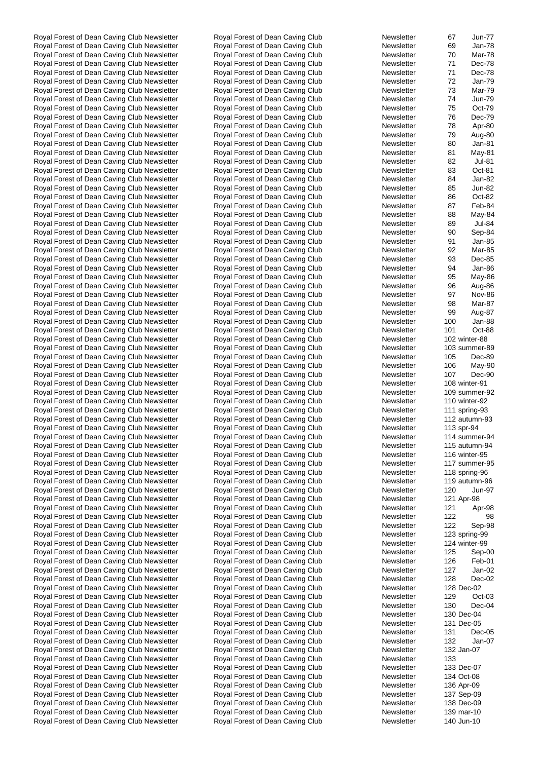| | | | | |
|---|---|---|---|---|
| Royal Forest of Dean Caving Club Newsletter | Royal Forest of Dean Caving Club | Newsletter | 67 | Jun-77 |
| Royal Forest of Dean Caving Club Newsletter | Royal Forest of Dean Caving Club | Newsletter | 69 | Jan-78 |
| Royal Forest of Dean Caving Club Newsletter | Royal Forest of Dean Caving Club | Newsletter | 70 | Mar-78 |
| Royal Forest of Dean Caving Club Newsletter | Royal Forest of Dean Caving Club | Newsletter | 71 | Dec-78 |
| Royal Forest of Dean Caving Club Newsletter | Royal Forest of Dean Caving Club | Newsletter | 71 | Dec-78 |
| Royal Forest of Dean Caving Club Newsletter | Royal Forest of Dean Caving Club | Newsletter | 72 | Jan-79 |
| Royal Forest of Dean Caving Club Newsletter | Royal Forest of Dean Caving Club | Newsletter | 73 | Mar-79 |
| Royal Forest of Dean Caving Club Newsletter | Royal Forest of Dean Caving Club | Newsletter | 74 | Jun-79 |
| Royal Forest of Dean Caving Club Newsletter | Royal Forest of Dean Caving Club | Newsletter | 75 | Oct-79 |
| Royal Forest of Dean Caving Club Newsletter | Royal Forest of Dean Caving Club | Newsletter | 76 | Dec-79 |
| Royal Forest of Dean Caving Club Newsletter | Royal Forest of Dean Caving Club | Newsletter | 78 | Apr-80 |
| Royal Forest of Dean Caving Club Newsletter | Royal Forest of Dean Caving Club | Newsletter | 79 | Aug-80 |
| Royal Forest of Dean Caving Club Newsletter | Royal Forest of Dean Caving Club | Newsletter | 80 | Jan-81 |
| Royal Forest of Dean Caving Club Newsletter | Royal Forest of Dean Caving Club | Newsletter | 81 | May-81 |
| Royal Forest of Dean Caving Club Newsletter | Royal Forest of Dean Caving Club | Newsletter | 82 | Jul-81 |
| Royal Forest of Dean Caving Club Newsletter | Royal Forest of Dean Caving Club | Newsletter | 83 | Oct-81 |
| Royal Forest of Dean Caving Club Newsletter | Royal Forest of Dean Caving Club | Newsletter | 84 | Jan-82 |
| Royal Forest of Dean Caving Club Newsletter | Royal Forest of Dean Caving Club | Newsletter | 85 | Jun-82 |
| Royal Forest of Dean Caving Club Newsletter | Royal Forest of Dean Caving Club | Newsletter | 86 | Oct-82 |
| Royal Forest of Dean Caving Club Newsletter | Royal Forest of Dean Caving Club | Newsletter | 87 | Feb-84 |
| Royal Forest of Dean Caving Club Newsletter | Royal Forest of Dean Caving Club | Newsletter | 88 | May-84 |
| Royal Forest of Dean Caving Club Newsletter | Royal Forest of Dean Caving Club | Newsletter | 89 | Jul-84 |
| Royal Forest of Dean Caving Club Newsletter | Royal Forest of Dean Caving Club | Newsletter | 90 | Sep-84 |
| Royal Forest of Dean Caving Club Newsletter | Royal Forest of Dean Caving Club | Newsletter | 91 | Jan-85 |
| Royal Forest of Dean Caving Club Newsletter | Royal Forest of Dean Caving Club | Newsletter | 92 | Mar-85 |
| Royal Forest of Dean Caving Club Newsletter | Royal Forest of Dean Caving Club | Newsletter | 93 | Dec-85 |
| Royal Forest of Dean Caving Club Newsletter | Royal Forest of Dean Caving Club | Newsletter | 94 | Jan-86 |
| Royal Forest of Dean Caving Club Newsletter | Royal Forest of Dean Caving Club | Newsletter | 95 | May-86 |
| Royal Forest of Dean Caving Club Newsletter | Royal Forest of Dean Caving Club | Newsletter | 96 | Aug-86 |
| Royal Forest of Dean Caving Club Newsletter | Royal Forest of Dean Caving Club | Newsletter | 97 | Nov-86 |
| Royal Forest of Dean Caving Club Newsletter | Royal Forest of Dean Caving Club | Newsletter | 98 | Mar-87 |
| Royal Forest of Dean Caving Club Newsletter | Royal Forest of Dean Caving Club | Newsletter | 99 | Aug-87 |
| Royal Forest of Dean Caving Club Newsletter | Royal Forest of Dean Caving Club | Newsletter | 100 | Jan-88 |
| Royal Forest of Dean Caving Club Newsletter | Royal Forest of Dean Caving Club | Newsletter | 101 | Oct-88 |
| Royal Forest of Dean Caving Club Newsletter | Royal Forest of Dean Caving Club | Newsletter | 102 winter-88 | |
| Royal Forest of Dean Caving Club Newsletter | Royal Forest of Dean Caving Club | Newsletter | 103 summer-89 | |
| Royal Forest of Dean Caving Club Newsletter | Royal Forest of Dean Caving Club | Newsletter | 105 | Dec-89 |
| Royal Forest of Dean Caving Club Newsletter | Royal Forest of Dean Caving Club | Newsletter | 106 | May-90 |
| Royal Forest of Dean Caving Club Newsletter | Royal Forest of Dean Caving Club | Newsletter | 107 | Dec-90 |
| Royal Forest of Dean Caving Club Newsletter | Royal Forest of Dean Caving Club | Newsletter | 108 winter-91 | |
| Royal Forest of Dean Caving Club Newsletter | Royal Forest of Dean Caving Club | Newsletter | 109 summer-92 | |
| Royal Forest of Dean Caving Club Newsletter | Royal Forest of Dean Caving Club | Newsletter | 110 winter-92 | |
| Royal Forest of Dean Caving Club Newsletter | Royal Forest of Dean Caving Club | Newsletter | 111 spring-93 | |
| Royal Forest of Dean Caving Club Newsletter | Royal Forest of Dean Caving Club | Newsletter | 112 autumn-93 | |
| Royal Forest of Dean Caving Club Newsletter | Royal Forest of Dean Caving Club | Newsletter | 113 spr-94 | |
| Royal Forest of Dean Caving Club Newsletter | Royal Forest of Dean Caving Club | Newsletter | 114 summer-94 | |
| Royal Forest of Dean Caving Club Newsletter | Royal Forest of Dean Caving Club | Newsletter | 115 autumn-94 | |
| Royal Forest of Dean Caving Club Newsletter | Royal Forest of Dean Caving Club | Newsletter | 116 winter-95 | |
| Royal Forest of Dean Caving Club Newsletter | Royal Forest of Dean Caving Club | Newsletter | 117 summer-95 | |
| Royal Forest of Dean Caving Club Newsletter | Royal Forest of Dean Caving Club | Newsletter | 118 spring-96 | |
| Royal Forest of Dean Caving Club Newsletter | Royal Forest of Dean Caving Club | Newsletter | 119 autumn-96 | |
| Royal Forest of Dean Caving Club Newsletter | Royal Forest of Dean Caving Club | Newsletter | 120 | Jun-97 |
| Royal Forest of Dean Caving Club Newsletter | Royal Forest of Dean Caving Club | Newsletter | 121 Apr-98 | |
| Royal Forest of Dean Caving Club Newsletter | Royal Forest of Dean Caving Club | Newsletter | 121 | Apr-98 |
| Royal Forest of Dean Caving Club Newsletter | Royal Forest of Dean Caving Club | Newsletter | 122 | 98 |
| Royal Forest of Dean Caving Club Newsletter | Royal Forest of Dean Caving Club | Newsletter | 122 | Sep-98 |
| Royal Forest of Dean Caving Club Newsletter | Royal Forest of Dean Caving Club | Newsletter | 123 spring-99 | |
| Royal Forest of Dean Caving Club Newsletter | Royal Forest of Dean Caving Club | Newsletter | 124 winter-99 | |
| Royal Forest of Dean Caving Club Newsletter | Royal Forest of Dean Caving Club | Newsletter | 125 | Sep-00 |
| Royal Forest of Dean Caving Club Newsletter | Royal Forest of Dean Caving Club | Newsletter | 126 | Feb-01 |
| Royal Forest of Dean Caving Club Newsletter | Royal Forest of Dean Caving Club | Newsletter | 127 | Jan-02 |
| Royal Forest of Dean Caving Club Newsletter | Royal Forest of Dean Caving Club | Newsletter | 128 | Dec-02 |
| Royal Forest of Dean Caving Club Newsletter | Royal Forest of Dean Caving Club | Newsletter | 128 Dec-02 | |
| Royal Forest of Dean Caving Club Newsletter | Royal Forest of Dean Caving Club | Newsletter | 129 | Oct-03 |
| Royal Forest of Dean Caving Club Newsletter | Royal Forest of Dean Caving Club | Newsletter | 130 | Dec-04 |
| Royal Forest of Dean Caving Club Newsletter | Royal Forest of Dean Caving Club | Newsletter | 130 Dec-04 | |
| Royal Forest of Dean Caving Club Newsletter | Royal Forest of Dean Caving Club | Newsletter | 131 Dec-05 | |
| Royal Forest of Dean Caving Club Newsletter | Royal Forest of Dean Caving Club | Newsletter | 131 | Dec-05 |
| Royal Forest of Dean Caving Club Newsletter | Royal Forest of Dean Caving Club | Newsletter | 132 | Jan-07 |
| Royal Forest of Dean Caving Club Newsletter | Royal Forest of Dean Caving Club | Newsletter | 132 Jan-07 | |
| Royal Forest of Dean Caving Club Newsletter | Royal Forest of Dean Caving Club | Newsletter | 133 | |
| Royal Forest of Dean Caving Club Newsletter | Royal Forest of Dean Caving Club | Newsletter | 133 Dec-07 | |
| Royal Forest of Dean Caving Club Newsletter | Royal Forest of Dean Caving Club | Newsletter | 134 Oct-08 | |
| Royal Forest of Dean Caving Club Newsletter | Royal Forest of Dean Caving Club | Newsletter | 136 Apr-09 | |
| Royal Forest of Dean Caving Club Newsletter | Royal Forest of Dean Caving Club | Newsletter | 137 Sep-09 | |
| Royal Forest of Dean Caving Club Newsletter | Royal Forest of Dean Caving Club | Newsletter | 138 Dec-09 | |
| Royal Forest of Dean Caving Club Newsletter | Royal Forest of Dean Caving Club | Newsletter | 139 mar-10 | |
| Royal Forest of Dean Caving Club Newsletter | Royal Forest of Dean Caving Club | Newsletter | 140 Jun-10 | |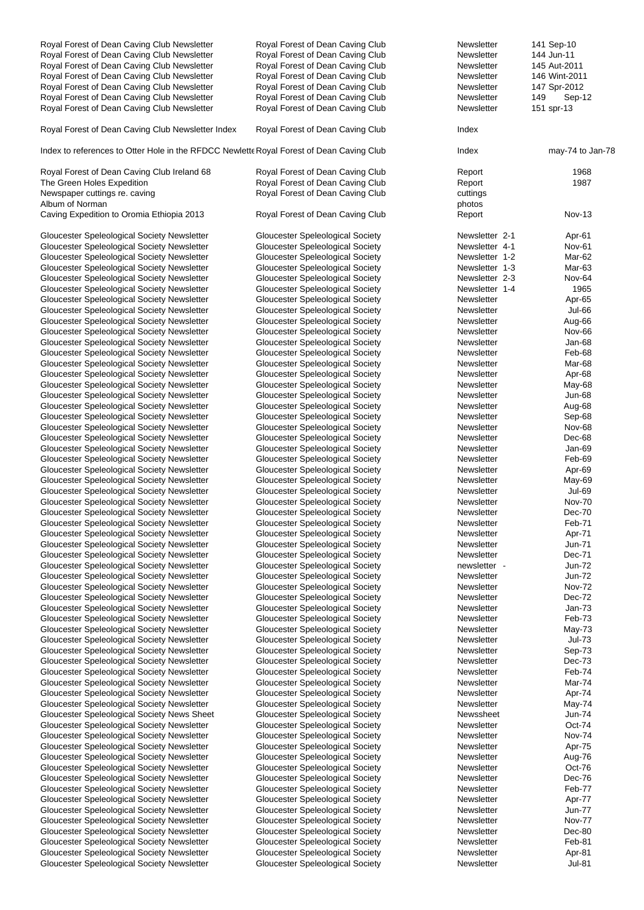| | | | |
|---|---|---|---|
| Royal Forest of Dean Caving Club Newsletter | Royal Forest of Dean Caving Club | Newsletter | 141 Sep-10 |
| Royal Forest of Dean Caving Club Newsletter | Royal Forest of Dean Caving Club | Newsletter | 144 Jun-11 |
| Royal Forest of Dean Caving Club Newsletter | Royal Forest of Dean Caving Club | Newsletter | 145 Aut-2011 |
| Royal Forest of Dean Caving Club Newsletter | Royal Forest of Dean Caving Club | Newsletter | 146 Wint-2011 |
| Royal Forest of Dean Caving Club Newsletter | Royal Forest of Dean Caving Club | Newsletter | 147 Spr-2012 |
| Royal Forest of Dean Caving Club Newsletter | Royal Forest of Dean Caving Club | Newsletter | 149 Sep-12 |
| Royal Forest of Dean Caving Club Newsletter | Royal Forest of Dean Caving Club | Newsletter | 151 spr-13 |
| | | | |
| Royal Forest of Dean Caving Club Newsletter Index | Royal Forest of Dean Caving Club | Index | |
| | | | |
| Index to references to Otter Hole in the RFDCC Newslette | Royal Forest of Dean Caving Club | Index | may-74 to Jan-78 |
| | | | |
| Royal Forest of Dean Caving Club Ireland 68 | Royal Forest of Dean Caving Club | Report | 1968 |
| The Green Holes Expedition | Royal Forest of Dean Caving Club | Report | 1987 |
| Newspaper cuttings re. caving | Royal Forest of Dean Caving Club | cuttings | |
| Album of Norman | | photos | |
| Caving Expedition to Oromia Ethiopia 2013 | Royal Forest of Dean Caving Club | Report | Nov-13 |
| | | | |
| Gloucester Speleological Society Newsletter | Gloucester Speleological Society | Newsletter 2-1 | Apr-61 |
| Gloucester Speleological Society Newsletter | Gloucester Speleological Society | Newsletter 4-1 | Nov-61 |
| Gloucester Speleological Society Newsletter | Gloucester Speleological Society | Newsletter 1-2 | Mar-62 |
| Gloucester Speleological Society Newsletter | Gloucester Speleological Society | Newsletter 1-3 | Mar-63 |
| Gloucester Speleological Society Newsletter | Gloucester Speleological Society | Newsletter 2-3 | Nov-64 |
| Gloucester Speleological Society Newsletter | Gloucester Speleological Society | Newsletter 1-4 | 1965 |
| Gloucester Speleological Society Newsletter | Gloucester Speleological Society | Newsletter | Apr-65 |
| Gloucester Speleological Society Newsletter | Gloucester Speleological Society | Newsletter | Jul-66 |
| Gloucester Speleological Society Newsletter | Gloucester Speleological Society | Newsletter | Aug-66 |
| Gloucester Speleological Society Newsletter | Gloucester Speleological Society | Newsletter | Nov-66 |
| Gloucester Speleological Society Newsletter | Gloucester Speleological Society | Newsletter | Jan-68 |
| Gloucester Speleological Society Newsletter | Gloucester Speleological Society | Newsletter | Feb-68 |
| Gloucester Speleological Society Newsletter | Gloucester Speleological Society | Newsletter | Mar-68 |
| Gloucester Speleological Society Newsletter | Gloucester Speleological Society | Newsletter | Apr-68 |
| Gloucester Speleological Society Newsletter | Gloucester Speleological Society | Newsletter | May-68 |
| Gloucester Speleological Society Newsletter | Gloucester Speleological Society | Newsletter | Jun-68 |
| Gloucester Speleological Society Newsletter | Gloucester Speleological Society | Newsletter | Aug-68 |
| Gloucester Speleological Society Newsletter | Gloucester Speleological Society | Newsletter | Sep-68 |
| Gloucester Speleological Society Newsletter | Gloucester Speleological Society | Newsletter | Nov-68 |
| Gloucester Speleological Society Newsletter | Gloucester Speleological Society | Newsletter | Dec-68 |
| Gloucester Speleological Society Newsletter | Gloucester Speleological Society | Newsletter | Jan-69 |
| Gloucester Speleological Society Newsletter | Gloucester Speleological Society | Newsletter | Feb-69 |
| Gloucester Speleological Society Newsletter | Gloucester Speleological Society | Newsletter | Apr-69 |
| Gloucester Speleological Society Newsletter | Gloucester Speleological Society | Newsletter | May-69 |
| Gloucester Speleological Society Newsletter | Gloucester Speleological Society | Newsletter | Jul-69 |
| Gloucester Speleological Society Newsletter | Gloucester Speleological Society | Newsletter | Nov-70 |
| Gloucester Speleological Society Newsletter | Gloucester Speleological Society | Newsletter | Dec-70 |
| Gloucester Speleological Society Newsletter | Gloucester Speleological Society | Newsletter | Feb-71 |
| Gloucester Speleological Society Newsletter | Gloucester Speleological Society | Newsletter | Apr-71 |
| Gloucester Speleological Society Newsletter | Gloucester Speleological Society | Newsletter | Jun-71 |
| Gloucester Speleological Society Newsletter | Gloucester Speleological Society | Newsletter | Dec-71 |
| Gloucester Speleological Society Newsletter | Gloucester Speleological Society | newsletter - | Jun-72 |
| Gloucester Speleological Society Newsletter | Gloucester Speleological Society | Newsletter | Jun-72 |
| Gloucester Speleological Society Newsletter | Gloucester Speleological Society | Newsletter | Nov-72 |
| Gloucester Speleological Society Newsletter | Gloucester Speleological Society | Newsletter | Dec-72 |
| Gloucester Speleological Society Newsletter | Gloucester Speleological Society | Newsletter | Jan-73 |
| Gloucester Speleological Society Newsletter | Gloucester Speleological Society | Newsletter | Feb-73 |
| Gloucester Speleological Society Newsletter | Gloucester Speleological Society | Newsletter | May-73 |
| Gloucester Speleological Society Newsletter | Gloucester Speleological Society | Newsletter | Jul-73 |
| Gloucester Speleological Society Newsletter | Gloucester Speleological Society | Newsletter | Sep-73 |
| Gloucester Speleological Society Newsletter | Gloucester Speleological Society | Newsletter | Dec-73 |
| Gloucester Speleological Society Newsletter | Gloucester Speleological Society | Newsletter | Feb-74 |
| Gloucester Speleological Society Newsletter | Gloucester Speleological Society | Newsletter | Mar-74 |
| Gloucester Speleological Society Newsletter | Gloucester Speleological Society | Newsletter | Apr-74 |
| Gloucester Speleological Society Newsletter | Gloucester Speleological Society | Newsletter | May-74 |
| Gloucester Speleological Society News Sheet | Gloucester Speleological Society | Newssheet | Jun-74 |
| Gloucester Speleological Society Newsletter | Gloucester Speleological Society | Newsletter | Oct-74 |
| Gloucester Speleological Society Newsletter | Gloucester Speleological Society | Newsletter | Nov-74 |
| Gloucester Speleological Society Newsletter | Gloucester Speleological Society | Newsletter | Apr-75 |
| Gloucester Speleological Society Newsletter | Gloucester Speleological Society | Newsletter | Aug-76 |
| Gloucester Speleological Society Newsletter | Gloucester Speleological Society | Newsletter | Oct-76 |
| Gloucester Speleological Society Newsletter | Gloucester Speleological Society | Newsletter | Dec-76 |
| Gloucester Speleological Society Newsletter | Gloucester Speleological Society | Newsletter | Feb-77 |
| Gloucester Speleological Society Newsletter | Gloucester Speleological Society | Newsletter | Apr-77 |
| Gloucester Speleological Society Newsletter | Gloucester Speleological Society | Newsletter | Jun-77 |
| Gloucester Speleological Society Newsletter | Gloucester Speleological Society | Newsletter | Nov-77 |
| Gloucester Speleological Society Newsletter | Gloucester Speleological Society | Newsletter | Dec-80 |
| Gloucester Speleological Society Newsletter | Gloucester Speleological Society | Newsletter | Feb-81 |
| Gloucester Speleological Society Newsletter | Gloucester Speleological Society | Newsletter | Apr-81 |
| Gloucester Speleological Society Newsletter | Gloucester Speleological Society | Newsletter | Jul-81 |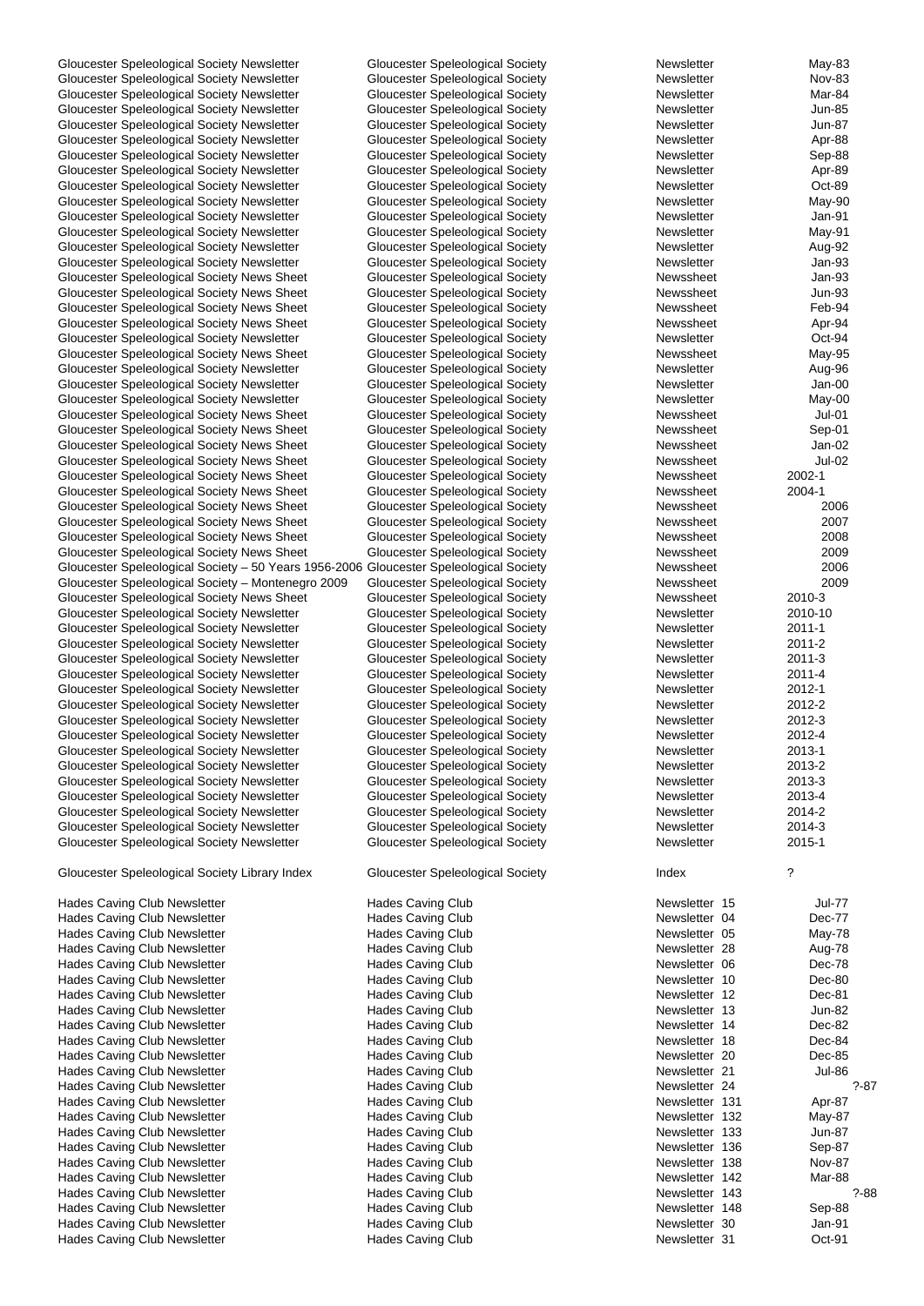| | | | |
|---|---|---|---|
| Gloucester Speleological Society Newsletter | Gloucester Speleological Society | Newsletter | May-83 |
| Gloucester Speleological Society Newsletter | Gloucester Speleological Society | Newsletter | Nov-83 |
| Gloucester Speleological Society Newsletter | Gloucester Speleological Society | Newsletter | Mar-84 |
| Gloucester Speleological Society Newsletter | Gloucester Speleological Society | Newsletter | Jun-85 |
| Gloucester Speleological Society Newsletter | Gloucester Speleological Society | Newsletter | Jun-87 |
| Gloucester Speleological Society Newsletter | Gloucester Speleological Society | Newsletter | Apr-88 |
| Gloucester Speleological Society Newsletter | Gloucester Speleological Society | Newsletter | Sep-88 |
| Gloucester Speleological Society Newsletter | Gloucester Speleological Society | Newsletter | Apr-89 |
| Gloucester Speleological Society Newsletter | Gloucester Speleological Society | Newsletter | Oct-89 |
| Gloucester Speleological Society Newsletter | Gloucester Speleological Society | Newsletter | May-90 |
| Gloucester Speleological Society Newsletter | Gloucester Speleological Society | Newsletter | Jan-91 |
| Gloucester Speleological Society Newsletter | Gloucester Speleological Society | Newsletter | May-91 |
| Gloucester Speleological Society Newsletter | Gloucester Speleological Society | Newsletter | Aug-92 |
| Gloucester Speleological Society Newsletter | Gloucester Speleological Society | Newsletter | Jan-93 |
| Gloucester Speleological Society News Sheet | Gloucester Speleological Society | Newssheet | Jan-93 |
| Gloucester Speleological Society News Sheet | Gloucester Speleological Society | Newssheet | Jun-93 |
| Gloucester Speleological Society News Sheet | Gloucester Speleological Society | Newssheet | Feb-94 |
| Gloucester Speleological Society News Sheet | Gloucester Speleological Society | Newssheet | Apr-94 |
| Gloucester Speleological Society Newsletter | Gloucester Speleological Society | Newsletter | Oct-94 |
| Gloucester Speleological Society News Sheet | Gloucester Speleological Society | Newssheet | May-95 |
| Gloucester Speleological Society Newsletter | Gloucester Speleological Society | Newsletter | Aug-96 |
| Gloucester Speleological Society Newsletter | Gloucester Speleological Society | Newsletter | Jan-00 |
| Gloucester Speleological Society Newsletter | Gloucester Speleological Society | Newsletter | May-00 |
| Gloucester Speleological Society News Sheet | Gloucester Speleological Society | Newssheet | Jul-01 |
| Gloucester Speleological Society News Sheet | Gloucester Speleological Society | Newssheet | Sep-01 |
| Gloucester Speleological Society News Sheet | Gloucester Speleological Society | Newssheet | Jan-02 |
| Gloucester Speleological Society News Sheet | Gloucester Speleological Society | Newssheet | Jul-02 |
| Gloucester Speleological Society News Sheet | Gloucester Speleological Society | Newssheet | 2002-1 |
| Gloucester Speleological Society News Sheet | Gloucester Speleological Society | Newssheet | 2004-1 |
| Gloucester Speleological Society News Sheet | Gloucester Speleological Society | Newssheet | 2006 |
| Gloucester Speleological Society News Sheet | Gloucester Speleological Society | Newssheet | 2007 |
| Gloucester Speleological Society News Sheet | Gloucester Speleological Society | Newssheet | 2008 |
| Gloucester Speleological Society News Sheet | Gloucester Speleological Society | Newssheet | 2009 |
| Gloucester Speleological Society – 50 Years 1956-2006 | Gloucester Speleological Society | Newssheet | 2006 |
| Gloucester Speleological Society – Montenegro 2009 | Gloucester Speleological Society | Newssheet | 2009 |
| Gloucester Speleological Society News Sheet | Gloucester Speleological Society | Newssheet | 2010-3 |
| Gloucester Speleological Society Newsletter | Gloucester Speleological Society | Newsletter | 2010-10 |
| Gloucester Speleological Society Newsletter | Gloucester Speleological Society | Newsletter | 2011-1 |
| Gloucester Speleological Society Newsletter | Gloucester Speleological Society | Newsletter | 2011-2 |
| Gloucester Speleological Society Newsletter | Gloucester Speleological Society | Newsletter | 2011-3 |
| Gloucester Speleological Society Newsletter | Gloucester Speleological Society | Newsletter | 2011-4 |
| Gloucester Speleological Society Newsletter | Gloucester Speleological Society | Newsletter | 2012-1 |
| Gloucester Speleological Society Newsletter | Gloucester Speleological Society | Newsletter | 2012-2 |
| Gloucester Speleological Society Newsletter | Gloucester Speleological Society | Newsletter | 2012-3 |
| Gloucester Speleological Society Newsletter | Gloucester Speleological Society | Newsletter | 2012-4 |
| Gloucester Speleological Society Newsletter | Gloucester Speleological Society | Newsletter | 2013-1 |
| Gloucester Speleological Society Newsletter | Gloucester Speleological Society | Newsletter | 2013-2 |
| Gloucester Speleological Society Newsletter | Gloucester Speleological Society | Newsletter | 2013-3 |
| Gloucester Speleological Society Newsletter | Gloucester Speleological Society | Newsletter | 2013-4 |
| Gloucester Speleological Society Newsletter | Gloucester Speleological Society | Newsletter | 2014-2 |
| Gloucester Speleological Society Newsletter | Gloucester Speleological Society | Newsletter | 2014-3 |
| Gloucester Speleological Society Newsletter | Gloucester Speleological Society | Newsletter | 2015-1 |
| | | | |
| Gloucester Speleological Society Library Index | Gloucester Speleological Society | Index | ? |
| | | | |
| Hades Caving Club Newsletter | Hades Caving Club | Newsletter 15 | Jul-77 |
| Hades Caving Club Newsletter | Hades Caving Club | Newsletter 04 | Dec-77 |
| Hades Caving Club Newsletter | Hades Caving Club | Newsletter 05 | May-78 |
| Hades Caving Club Newsletter | Hades Caving Club | Newsletter 28 | Aug-78 |
| Hades Caving Club Newsletter | Hades Caving Club | Newsletter 06 | Dec-78 |
| Hades Caving Club Newsletter | Hades Caving Club | Newsletter 10 | Dec-80 |
| Hades Caving Club Newsletter | Hades Caving Club | Newsletter 12 | Dec-81 |
| Hades Caving Club Newsletter | Hades Caving Club | Newsletter 13 | Jun-82 |
| Hades Caving Club Newsletter | Hades Caving Club | Newsletter 14 | Dec-82 |
| Hades Caving Club Newsletter | Hades Caving Club | Newsletter 18 | Dec-84 |
| Hades Caving Club Newsletter | Hades Caving Club | Newsletter 20 | Dec-85 |
| Hades Caving Club Newsletter | Hades Caving Club | Newsletter 21 | Jul-86 |
| Hades Caving Club Newsletter | Hades Caving Club | Newsletter 24 | ?-87 |
| Hades Caving Club Newsletter | Hades Caving Club | Newsletter 131 | Apr-87 |
| Hades Caving Club Newsletter | Hades Caving Club | Newsletter 132 | May-87 |
| Hades Caving Club Newsletter | Hades Caving Club | Newsletter 133 | Jun-87 |
| Hades Caving Club Newsletter | Hades Caving Club | Newsletter 136 | Sep-87 |
| Hades Caving Club Newsletter | Hades Caving Club | Newsletter 138 | Nov-87 |
| Hades Caving Club Newsletter | Hades Caving Club | Newsletter 142 | Mar-88 |
| Hades Caving Club Newsletter | Hades Caving Club | Newsletter 143 | ?-88 |
| Hades Caving Club Newsletter | Hades Caving Club | Newsletter 148 | Sep-88 |
| Hades Caving Club Newsletter | Hades Caving Club | Newsletter 30 | Jan-91 |
| Hades Caving Club Newsletter | Hades Caving Club | Newsletter 31 | Oct-91 |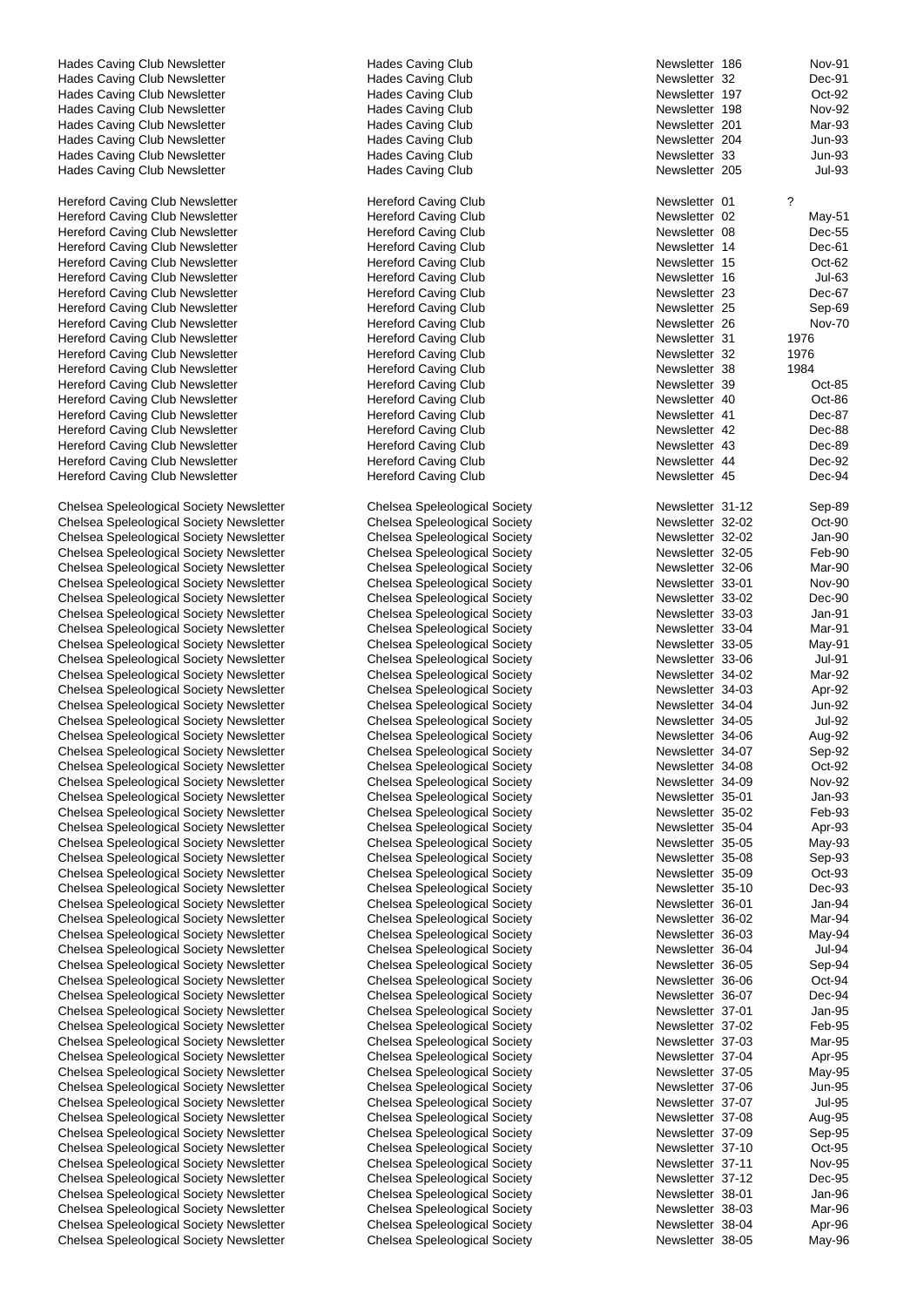| | | | |
|---|---|---|---|
| Hades Caving Club Newsletter | Hades Caving Club | Newsletter 186 | Nov-91 |
| Hades Caving Club Newsletter | Hades Caving Club | Newsletter 32 | Dec-91 |
| Hades Caving Club Newsletter | Hades Caving Club | Newsletter 197 | Oct-92 |
| Hades Caving Club Newsletter | Hades Caving Club | Newsletter 198 | Nov-92 |
| Hades Caving Club Newsletter | Hades Caving Club | Newsletter 201 | Mar-93 |
| Hades Caving Club Newsletter | Hades Caving Club | Newsletter 204 | Jun-93 |
| Hades Caving Club Newsletter | Hades Caving Club | Newsletter 33 | Jun-93 |
| Hades Caving Club Newsletter | Hades Caving Club | Newsletter 205 | Jul-93 |
| | | | |
| Hereford Caving Club Newsletter | Hereford Caving Club | Newsletter 01 | ? |
| Hereford Caving Club Newsletter | Hereford Caving Club | Newsletter 02 | May-51 |
| Hereford Caving Club Newsletter | Hereford Caving Club | Newsletter 08 | Dec-55 |
| Hereford Caving Club Newsletter | Hereford Caving Club | Newsletter 14 | Dec-61 |
| Hereford Caving Club Newsletter | Hereford Caving Club | Newsletter 15 | Oct-62 |
| Hereford Caving Club Newsletter | Hereford Caving Club | Newsletter 16 | Jul-63 |
| Hereford Caving Club Newsletter | Hereford Caving Club | Newsletter 23 | Dec-67 |
| Hereford Caving Club Newsletter | Hereford Caving Club | Newsletter 25 | Sep-69 |
| Hereford Caving Club Newsletter | Hereford Caving Club | Newsletter 26 | Nov-70 |
| Hereford Caving Club Newsletter | Hereford Caving Club | Newsletter 31 | 1976 |
| Hereford Caving Club Newsletter | Hereford Caving Club | Newsletter 32 | 1976 |
| Hereford Caving Club Newsletter | Hereford Caving Club | Newsletter 38 | 1984 |
| Hereford Caving Club Newsletter | Hereford Caving Club | Newsletter 39 | Oct-85 |
| Hereford Caving Club Newsletter | Hereford Caving Club | Newsletter 40 | Oct-86 |
| Hereford Caving Club Newsletter | Hereford Caving Club | Newsletter 41 | Dec-87 |
| Hereford Caving Club Newsletter | Hereford Caving Club | Newsletter 42 | Dec-88 |
| Hereford Caving Club Newsletter | Hereford Caving Club | Newsletter 43 | Dec-89 |
| Hereford Caving Club Newsletter | Hereford Caving Club | Newsletter 44 | Dec-92 |
| Hereford Caving Club Newsletter | Hereford Caving Club | Newsletter 45 | Dec-94 |
| | | | |
| Chelsea Speleological Society Newsletter | Chelsea Speleological Society | Newsletter 31-12 | Sep-89 |
| Chelsea Speleological Society Newsletter | Chelsea Speleological Society | Newsletter 32-02 | Oct-90 |
| Chelsea Speleological Society Newsletter | Chelsea Speleological Society | Newsletter 32-02 | Jan-90 |
| Chelsea Speleological Society Newsletter | Chelsea Speleological Society | Newsletter 32-05 | Feb-90 |
| Chelsea Speleological Society Newsletter | Chelsea Speleological Society | Newsletter 32-06 | Mar-90 |
| Chelsea Speleological Society Newsletter | Chelsea Speleological Society | Newsletter 33-01 | Nov-90 |
| Chelsea Speleological Society Newsletter | Chelsea Speleological Society | Newsletter 33-02 | Dec-90 |
| Chelsea Speleological Society Newsletter | Chelsea Speleological Society | Newsletter 33-03 | Jan-91 |
| Chelsea Speleological Society Newsletter | Chelsea Speleological Society | Newsletter 33-04 | Mar-91 |
| Chelsea Speleological Society Newsletter | Chelsea Speleological Society | Newsletter 33-05 | May-91 |
| Chelsea Speleological Society Newsletter | Chelsea Speleological Society | Newsletter 33-06 | Jul-91 |
| Chelsea Speleological Society Newsletter | Chelsea Speleological Society | Newsletter 34-02 | Mar-92 |
| Chelsea Speleological Society Newsletter | Chelsea Speleological Society | Newsletter 34-03 | Apr-92 |
| Chelsea Speleological Society Newsletter | Chelsea Speleological Society | Newsletter 34-04 | Jun-92 |
| Chelsea Speleological Society Newsletter | Chelsea Speleological Society | Newsletter 34-05 | Jul-92 |
| Chelsea Speleological Society Newsletter | Chelsea Speleological Society | Newsletter 34-06 | Aug-92 |
| Chelsea Speleological Society Newsletter | Chelsea Speleological Society | Newsletter 34-07 | Sep-92 |
| Chelsea Speleological Society Newsletter | Chelsea Speleological Society | Newsletter 34-08 | Oct-92 |
| Chelsea Speleological Society Newsletter | Chelsea Speleological Society | Newsletter 34-09 | Nov-92 |
| Chelsea Speleological Society Newsletter | Chelsea Speleological Society | Newsletter 35-01 | Jan-93 |
| Chelsea Speleological Society Newsletter | Chelsea Speleological Society | Newsletter 35-02 | Feb-93 |
| Chelsea Speleological Society Newsletter | Chelsea Speleological Society | Newsletter 35-04 | Apr-93 |
| Chelsea Speleological Society Newsletter | Chelsea Speleological Society | Newsletter 35-05 | May-93 |
| Chelsea Speleological Society Newsletter | Chelsea Speleological Society | Newsletter 35-08 | Sep-93 |
| Chelsea Speleological Society Newsletter | Chelsea Speleological Society | Newsletter 35-09 | Oct-93 |
| Chelsea Speleological Society Newsletter | Chelsea Speleological Society | Newsletter 35-10 | Dec-93 |
| Chelsea Speleological Society Newsletter | Chelsea Speleological Society | Newsletter 36-01 | Jan-94 |
| Chelsea Speleological Society Newsletter | Chelsea Speleological Society | Newsletter 36-02 | Mar-94 |
| Chelsea Speleological Society Newsletter | Chelsea Speleological Society | Newsletter 36-03 | May-94 |
| Chelsea Speleological Society Newsletter | Chelsea Speleological Society | Newsletter 36-04 | Jul-94 |
| Chelsea Speleological Society Newsletter | Chelsea Speleological Society | Newsletter 36-05 | Sep-94 |
| Chelsea Speleological Society Newsletter | Chelsea Speleological Society | Newsletter 36-06 | Oct-94 |
| Chelsea Speleological Society Newsletter | Chelsea Speleological Society | Newsletter 36-07 | Dec-94 |
| Chelsea Speleological Society Newsletter | Chelsea Speleological Society | Newsletter 37-01 | Jan-95 |
| Chelsea Speleological Society Newsletter | Chelsea Speleological Society | Newsletter 37-02 | Feb-95 |
| Chelsea Speleological Society Newsletter | Chelsea Speleological Society | Newsletter 37-03 | Mar-95 |
| Chelsea Speleological Society Newsletter | Chelsea Speleological Society | Newsletter 37-04 | Apr-95 |
| Chelsea Speleological Society Newsletter | Chelsea Speleological Society | Newsletter 37-05 | May-95 |
| Chelsea Speleological Society Newsletter | Chelsea Speleological Society | Newsletter 37-06 | Jun-95 |
| Chelsea Speleological Society Newsletter | Chelsea Speleological Society | Newsletter 37-07 | Jul-95 |
| Chelsea Speleological Society Newsletter | Chelsea Speleological Society | Newsletter 37-08 | Aug-95 |
| Chelsea Speleological Society Newsletter | Chelsea Speleological Society | Newsletter 37-09 | Sep-95 |
| Chelsea Speleological Society Newsletter | Chelsea Speleological Society | Newsletter 37-10 | Oct-95 |
| Chelsea Speleological Society Newsletter | Chelsea Speleological Society | Newsletter 37-11 | Nov-95 |
| Chelsea Speleological Society Newsletter | Chelsea Speleological Society | Newsletter 37-12 | Dec-95 |
| Chelsea Speleological Society Newsletter | Chelsea Speleological Society | Newsletter 38-01 | Jan-96 |
| Chelsea Speleological Society Newsletter | Chelsea Speleological Society | Newsletter 38-03 | Mar-96 |
| Chelsea Speleological Society Newsletter | Chelsea Speleological Society | Newsletter 38-04 | Apr-96 |
| Chelsea Speleological Society Newsletter | Chelsea Speleological Society | Newsletter 38-05 | May-96 |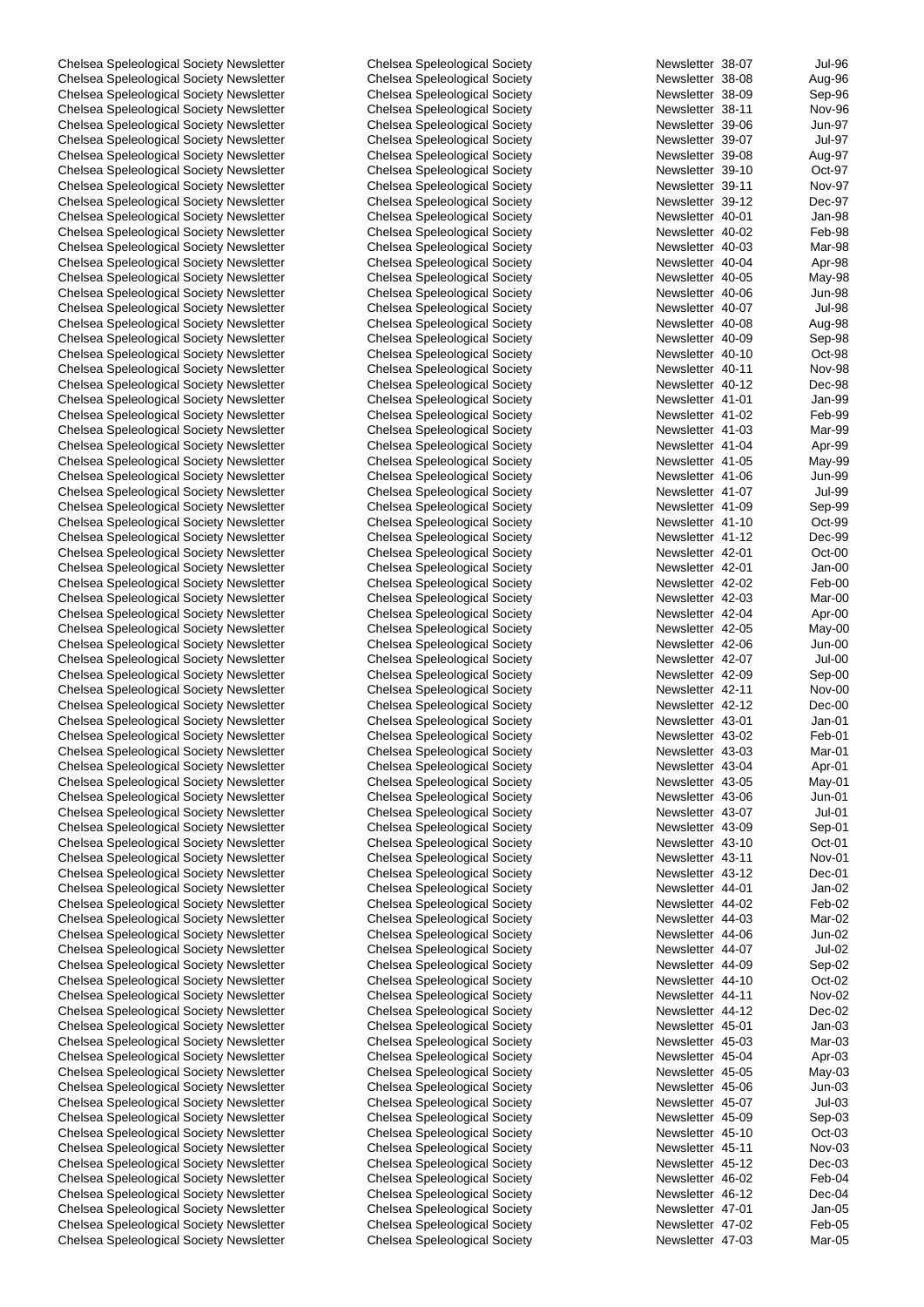| | | | |
|---|---|---|---|
| Chelsea Speleological Society Newsletter | Chelsea Speleological Society | Newsletter 38-07 | Jul-96 |
| Chelsea Speleological Society Newsletter | Chelsea Speleological Society | Newsletter 38-08 | Aug-96 |
| Chelsea Speleological Society Newsletter | Chelsea Speleological Society | Newsletter 38-09 | Sep-96 |
| Chelsea Speleological Society Newsletter | Chelsea Speleological Society | Newsletter 38-11 | Nov-96 |
| Chelsea Speleological Society Newsletter | Chelsea Speleological Society | Newsletter 39-06 | Jun-97 |
| Chelsea Speleological Society Newsletter | Chelsea Speleological Society | Newsletter 39-07 | Jul-97 |
| Chelsea Speleological Society Newsletter | Chelsea Speleological Society | Newsletter 39-08 | Aug-97 |
| Chelsea Speleological Society Newsletter | Chelsea Speleological Society | Newsletter 39-10 | Oct-97 |
| Chelsea Speleological Society Newsletter | Chelsea Speleological Society | Newsletter 39-11 | Nov-97 |
| Chelsea Speleological Society Newsletter | Chelsea Speleological Society | Newsletter 39-12 | Dec-97 |
| Chelsea Speleological Society Newsletter | Chelsea Speleological Society | Newsletter 40-01 | Jan-98 |
| Chelsea Speleological Society Newsletter | Chelsea Speleological Society | Newsletter 40-02 | Feb-98 |
| Chelsea Speleological Society Newsletter | Chelsea Speleological Society | Newsletter 40-03 | Mar-98 |
| Chelsea Speleological Society Newsletter | Chelsea Speleological Society | Newsletter 40-04 | Apr-98 |
| Chelsea Speleological Society Newsletter | Chelsea Speleological Society | Newsletter 40-05 | May-98 |
| Chelsea Speleological Society Newsletter | Chelsea Speleological Society | Newsletter 40-06 | Jun-98 |
| Chelsea Speleological Society Newsletter | Chelsea Speleological Society | Newsletter 40-07 | Jul-98 |
| Chelsea Speleological Society Newsletter | Chelsea Speleological Society | Newsletter 40-08 | Aug-98 |
| Chelsea Speleological Society Newsletter | Chelsea Speleological Society | Newsletter 40-09 | Sep-98 |
| Chelsea Speleological Society Newsletter | Chelsea Speleological Society | Newsletter 40-10 | Oct-98 |
| Chelsea Speleological Society Newsletter | Chelsea Speleological Society | Newsletter 40-11 | Nov-98 |
| Chelsea Speleological Society Newsletter | Chelsea Speleological Society | Newsletter 40-12 | Dec-98 |
| Chelsea Speleological Society Newsletter | Chelsea Speleological Society | Newsletter 41-01 | Jan-99 |
| Chelsea Speleological Society Newsletter | Chelsea Speleological Society | Newsletter 41-02 | Feb-99 |
| Chelsea Speleological Society Newsletter | Chelsea Speleological Society | Newsletter 41-03 | Mar-99 |
| Chelsea Speleological Society Newsletter | Chelsea Speleological Society | Newsletter 41-04 | Apr-99 |
| Chelsea Speleological Society Newsletter | Chelsea Speleological Society | Newsletter 41-05 | May-99 |
| Chelsea Speleological Society Newsletter | Chelsea Speleological Society | Newsletter 41-06 | Jun-99 |
| Chelsea Speleological Society Newsletter | Chelsea Speleological Society | Newsletter 41-07 | Jul-99 |
| Chelsea Speleological Society Newsletter | Chelsea Speleological Society | Newsletter 41-09 | Sep-99 |
| Chelsea Speleological Society Newsletter | Chelsea Speleological Society | Newsletter 41-10 | Oct-99 |
| Chelsea Speleological Society Newsletter | Chelsea Speleological Society | Newsletter 41-12 | Dec-99 |
| Chelsea Speleological Society Newsletter | Chelsea Speleological Society | Newsletter 42-01 | Oct-00 |
| Chelsea Speleological Society Newsletter | Chelsea Speleological Society | Newsletter 42-01 | Jan-00 |
| Chelsea Speleological Society Newsletter | Chelsea Speleological Society | Newsletter 42-02 | Feb-00 |
| Chelsea Speleological Society Newsletter | Chelsea Speleological Society | Newsletter 42-03 | Mar-00 |
| Chelsea Speleological Society Newsletter | Chelsea Speleological Society | Newsletter 42-04 | Apr-00 |
| Chelsea Speleological Society Newsletter | Chelsea Speleological Society | Newsletter 42-05 | May-00 |
| Chelsea Speleological Society Newsletter | Chelsea Speleological Society | Newsletter 42-06 | Jun-00 |
| Chelsea Speleological Society Newsletter | Chelsea Speleological Society | Newsletter 42-07 | Jul-00 |
| Chelsea Speleological Society Newsletter | Chelsea Speleological Society | Newsletter 42-09 | Sep-00 |
| Chelsea Speleological Society Newsletter | Chelsea Speleological Society | Newsletter 42-11 | Nov-00 |
| Chelsea Speleological Society Newsletter | Chelsea Speleological Society | Newsletter 42-12 | Dec-00 |
| Chelsea Speleological Society Newsletter | Chelsea Speleological Society | Newsletter 43-01 | Jan-01 |
| Chelsea Speleological Society Newsletter | Chelsea Speleological Society | Newsletter 43-02 | Feb-01 |
| Chelsea Speleological Society Newsletter | Chelsea Speleological Society | Newsletter 43-03 | Mar-01 |
| Chelsea Speleological Society Newsletter | Chelsea Speleological Society | Newsletter 43-04 | Apr-01 |
| Chelsea Speleological Society Newsletter | Chelsea Speleological Society | Newsletter 43-05 | May-01 |
| Chelsea Speleological Society Newsletter | Chelsea Speleological Society | Newsletter 43-06 | Jun-01 |
| Chelsea Speleological Society Newsletter | Chelsea Speleological Society | Newsletter 43-07 | Jul-01 |
| Chelsea Speleological Society Newsletter | Chelsea Speleological Society | Newsletter 43-09 | Sep-01 |
| Chelsea Speleological Society Newsletter | Chelsea Speleological Society | Newsletter 43-10 | Oct-01 |
| Chelsea Speleological Society Newsletter | Chelsea Speleological Society | Newsletter 43-11 | Nov-01 |
| Chelsea Speleological Society Newsletter | Chelsea Speleological Society | Newsletter 43-12 | Dec-01 |
| Chelsea Speleological Society Newsletter | Chelsea Speleological Society | Newsletter 44-01 | Jan-02 |
| Chelsea Speleological Society Newsletter | Chelsea Speleological Society | Newsletter 44-02 | Feb-02 |
| Chelsea Speleological Society Newsletter | Chelsea Speleological Society | Newsletter 44-03 | Mar-02 |
| Chelsea Speleological Society Newsletter | Chelsea Speleological Society | Newsletter 44-06 | Jun-02 |
| Chelsea Speleological Society Newsletter | Chelsea Speleological Society | Newsletter 44-07 | Jul-02 |
| Chelsea Speleological Society Newsletter | Chelsea Speleological Society | Newsletter 44-09 | Sep-02 |
| Chelsea Speleological Society Newsletter | Chelsea Speleological Society | Newsletter 44-10 | Oct-02 |
| Chelsea Speleological Society Newsletter | Chelsea Speleological Society | Newsletter 44-11 | Nov-02 |
| Chelsea Speleological Society Newsletter | Chelsea Speleological Society | Newsletter 44-12 | Dec-02 |
| Chelsea Speleological Society Newsletter | Chelsea Speleological Society | Newsletter 45-01 | Jan-03 |
| Chelsea Speleological Society Newsletter | Chelsea Speleological Society | Newsletter 45-03 | Mar-03 |
| Chelsea Speleological Society Newsletter | Chelsea Speleological Society | Newsletter 45-04 | Apr-03 |
| Chelsea Speleological Society Newsletter | Chelsea Speleological Society | Newsletter 45-05 | May-03 |
| Chelsea Speleological Society Newsletter | Chelsea Speleological Society | Newsletter 45-06 | Jun-03 |
| Chelsea Speleological Society Newsletter | Chelsea Speleological Society | Newsletter 45-07 | Jul-03 |
| Chelsea Speleological Society Newsletter | Chelsea Speleological Society | Newsletter 45-09 | Sep-03 |
| Chelsea Speleological Society Newsletter | Chelsea Speleological Society | Newsletter 45-10 | Oct-03 |
| Chelsea Speleological Society Newsletter | Chelsea Speleological Society | Newsletter 45-11 | Nov-03 |
| Chelsea Speleological Society Newsletter | Chelsea Speleological Society | Newsletter 45-12 | Dec-03 |
| Chelsea Speleological Society Newsletter | Chelsea Speleological Society | Newsletter 46-02 | Feb-04 |
| Chelsea Speleological Society Newsletter | Chelsea Speleological Society | Newsletter 46-12 | Dec-04 |
| Chelsea Speleological Society Newsletter | Chelsea Speleological Society | Newsletter 47-01 | Jan-05 |
| Chelsea Speleological Society Newsletter | Chelsea Speleological Society | Newsletter 47-02 | Feb-05 |
| Chelsea Speleological Society Newsletter | Chelsea Speleological Society | Newsletter 47-03 | Mar-05 |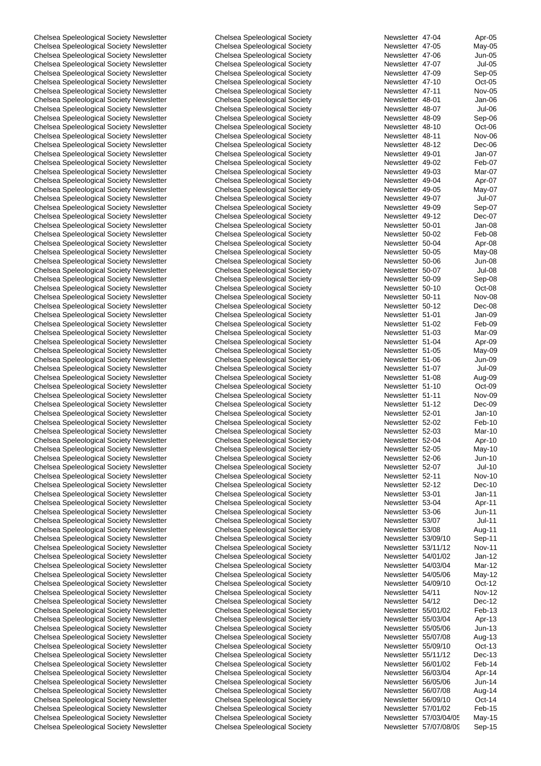| | | | | |
|---|---|---|---|---|
| Chelsea Speleological Society Newsletter | Chelsea Speleological Society | Newsletter | 47-04 | Apr-05 |
| Chelsea Speleological Society Newsletter | Chelsea Speleological Society | Newsletter | 47-05 | May-05 |
| Chelsea Speleological Society Newsletter | Chelsea Speleological Society | Newsletter | 47-06 | Jun-05 |
| Chelsea Speleological Society Newsletter | Chelsea Speleological Society | Newsletter | 47-07 | Jul-05 |
| Chelsea Speleological Society Newsletter | Chelsea Speleological Society | Newsletter | 47-09 | Sep-05 |
| Chelsea Speleological Society Newsletter | Chelsea Speleological Society | Newsletter | 47-10 | Oct-05 |
| Chelsea Speleological Society Newsletter | Chelsea Speleological Society | Newsletter | 47-11 | Nov-05 |
| Chelsea Speleological Society Newsletter | Chelsea Speleological Society | Newsletter | 48-01 | Jan-06 |
| Chelsea Speleological Society Newsletter | Chelsea Speleological Society | Newsletter | 48-07 | Jul-06 |
| Chelsea Speleological Society Newsletter | Chelsea Speleological Society | Newsletter | 48-09 | Sep-06 |
| Chelsea Speleological Society Newsletter | Chelsea Speleological Society | Newsletter | 48-10 | Oct-06 |
| Chelsea Speleological Society Newsletter | Chelsea Speleological Society | Newsletter | 48-11 | Nov-06 |
| Chelsea Speleological Society Newsletter | Chelsea Speleological Society | Newsletter | 48-12 | Dec-06 |
| Chelsea Speleological Society Newsletter | Chelsea Speleological Society | Newsletter | 49-01 | Jan-07 |
| Chelsea Speleological Society Newsletter | Chelsea Speleological Society | Newsletter | 49-02 | Feb-07 |
| Chelsea Speleological Society Newsletter | Chelsea Speleological Society | Newsletter | 49-03 | Mar-07 |
| Chelsea Speleological Society Newsletter | Chelsea Speleological Society | Newsletter | 49-04 | Apr-07 |
| Chelsea Speleological Society Newsletter | Chelsea Speleological Society | Newsletter | 49-05 | May-07 |
| Chelsea Speleological Society Newsletter | Chelsea Speleological Society | Newsletter | 49-07 | Jul-07 |
| Chelsea Speleological Society Newsletter | Chelsea Speleological Society | Newsletter | 49-09 | Sep-07 |
| Chelsea Speleological Society Newsletter | Chelsea Speleological Society | Newsletter | 49-12 | Dec-07 |
| Chelsea Speleological Society Newsletter | Chelsea Speleological Society | Newsletter | 50-01 | Jan-08 |
| Chelsea Speleological Society Newsletter | Chelsea Speleological Society | Newsletter | 50-02 | Feb-08 |
| Chelsea Speleological Society Newsletter | Chelsea Speleological Society | Newsletter | 50-04 | Apr-08 |
| Chelsea Speleological Society Newsletter | Chelsea Speleological Society | Newsletter | 50-05 | May-08 |
| Chelsea Speleological Society Newsletter | Chelsea Speleological Society | Newsletter | 50-06 | Jun-08 |
| Chelsea Speleological Society Newsletter | Chelsea Speleological Society | Newsletter | 50-07 | Jul-08 |
| Chelsea Speleological Society Newsletter | Chelsea Speleological Society | Newsletter | 50-09 | Sep-08 |
| Chelsea Speleological Society Newsletter | Chelsea Speleological Society | Newsletter | 50-10 | Oct-08 |
| Chelsea Speleological Society Newsletter | Chelsea Speleological Society | Newsletter | 50-11 | Nov-08 |
| Chelsea Speleological Society Newsletter | Chelsea Speleological Society | Newsletter | 50-12 | Dec-08 |
| Chelsea Speleological Society Newsletter | Chelsea Speleological Society | Newsletter | 51-01 | Jan-09 |
| Chelsea Speleological Society Newsletter | Chelsea Speleological Society | Newsletter | 51-02 | Feb-09 |
| Chelsea Speleological Society Newsletter | Chelsea Speleological Society | Newsletter | 51-03 | Mar-09 |
| Chelsea Speleological Society Newsletter | Chelsea Speleological Society | Newsletter | 51-04 | Apr-09 |
| Chelsea Speleological Society Newsletter | Chelsea Speleological Society | Newsletter | 51-05 | May-09 |
| Chelsea Speleological Society Newsletter | Chelsea Speleological Society | Newsletter | 51-06 | Jun-09 |
| Chelsea Speleological Society Newsletter | Chelsea Speleological Society | Newsletter | 51-07 | Jul-09 |
| Chelsea Speleological Society Newsletter | Chelsea Speleological Society | Newsletter | 51-08 | Aug-09 |
| Chelsea Speleological Society Newsletter | Chelsea Speleological Society | Newsletter | 51-10 | Oct-09 |
| Chelsea Speleological Society Newsletter | Chelsea Speleological Society | Newsletter | 51-11 | Nov-09 |
| Chelsea Speleological Society Newsletter | Chelsea Speleological Society | Newsletter | 51-12 | Dec-09 |
| Chelsea Speleological Society Newsletter | Chelsea Speleological Society | Newsletter | 52-01 | Jan-10 |
| Chelsea Speleological Society Newsletter | Chelsea Speleological Society | Newsletter | 52-02 | Feb-10 |
| Chelsea Speleological Society Newsletter | Chelsea Speleological Society | Newsletter | 52-03 | Mar-10 |
| Chelsea Speleological Society Newsletter | Chelsea Speleological Society | Newsletter | 52-04 | Apr-10 |
| Chelsea Speleological Society Newsletter | Chelsea Speleological Society | Newsletter | 52-05 | May-10 |
| Chelsea Speleological Society Newsletter | Chelsea Speleological Society | Newsletter | 52-06 | Jun-10 |
| Chelsea Speleological Society Newsletter | Chelsea Speleological Society | Newsletter | 52-07 | Jul-10 |
| Chelsea Speleological Society Newsletter | Chelsea Speleological Society | Newsletter | 52-11 | Nov-10 |
| Chelsea Speleological Society Newsletter | Chelsea Speleological Society | Newsletter | 52-12 | Dec-10 |
| Chelsea Speleological Society Newsletter | Chelsea Speleological Society | Newsletter | 53-01 | Jan-11 |
| Chelsea Speleological Society Newsletter | Chelsea Speleological Society | Newsletter | 53-04 | Apr-11 |
| Chelsea Speleological Society Newsletter | Chelsea Speleological Society | Newsletter | 53-06 | Jun-11 |
| Chelsea Speleological Society Newsletter | Chelsea Speleological Society | Newsletter | 53/07 | Jul-11 |
| Chelsea Speleological Society Newsletter | Chelsea Speleological Society | Newsletter | 53/08 | Aug-11 |
| Chelsea Speleological Society Newsletter | Chelsea Speleological Society | Newsletter | 53/09/10 | Sep-11 |
| Chelsea Speleological Society Newsletter | Chelsea Speleological Society | Newsletter | 53/11/12 | Nov-11 |
| Chelsea Speleological Society Newsletter | Chelsea Speleological Society | Newsletter | 54/01/02 | Jan-12 |
| Chelsea Speleological Society Newsletter | Chelsea Speleological Society | Newsletter | 54/03/04 | Mar-12 |
| Chelsea Speleological Society Newsletter | Chelsea Speleological Society | Newsletter | 54/05/06 | May-12 |
| Chelsea Speleological Society Newsletter | Chelsea Speleological Society | Newsletter | 54/09/10 | Oct-12 |
| Chelsea Speleological Society Newsletter | Chelsea Speleological Society | Newsletter | 54/11 | Nov-12 |
| Chelsea Speleological Society Newsletter | Chelsea Speleological Society | Newsletter | 54/12 | Dec-12 |
| Chelsea Speleological Society Newsletter | Chelsea Speleological Society | Newsletter | 55/01/02 | Feb-13 |
| Chelsea Speleological Society Newsletter | Chelsea Speleological Society | Newsletter | 55/03/04 | Apr-13 |
| Chelsea Speleological Society Newsletter | Chelsea Speleological Society | Newsletter | 55/05/06 | Jun-13 |
| Chelsea Speleological Society Newsletter | Chelsea Speleological Society | Newsletter | 55/07/08 | Aug-13 |
| Chelsea Speleological Society Newsletter | Chelsea Speleological Society | Newsletter | 55/09/10 | Oct-13 |
| Chelsea Speleological Society Newsletter | Chelsea Speleological Society | Newsletter | 55/11/12 | Dec-13 |
| Chelsea Speleological Society Newsletter | Chelsea Speleological Society | Newsletter | 56/01/02 | Feb-14 |
| Chelsea Speleological Society Newsletter | Chelsea Speleological Society | Newsletter | 56/03/04 | Apr-14 |
| Chelsea Speleological Society Newsletter | Chelsea Speleological Society | Newsletter | 56/05/06 | Jun-14 |
| Chelsea Speleological Society Newsletter | Chelsea Speleological Society | Newsletter | 56/07/08 | Aug-14 |
| Chelsea Speleological Society Newsletter | Chelsea Speleological Society | Newsletter | 56/09/10 | Oct-14 |
| Chelsea Speleological Society Newsletter | Chelsea Speleological Society | Newsletter | 57/01/02 | Feb-15 |
| Chelsea Speleological Society Newsletter | Chelsea Speleological Society | Newsletter | 57/03/04/05 | May-15 |
| Chelsea Speleological Society Newsletter | Chelsea Speleological Society | Newsletter | 57/07/08/09 | Sep-15 |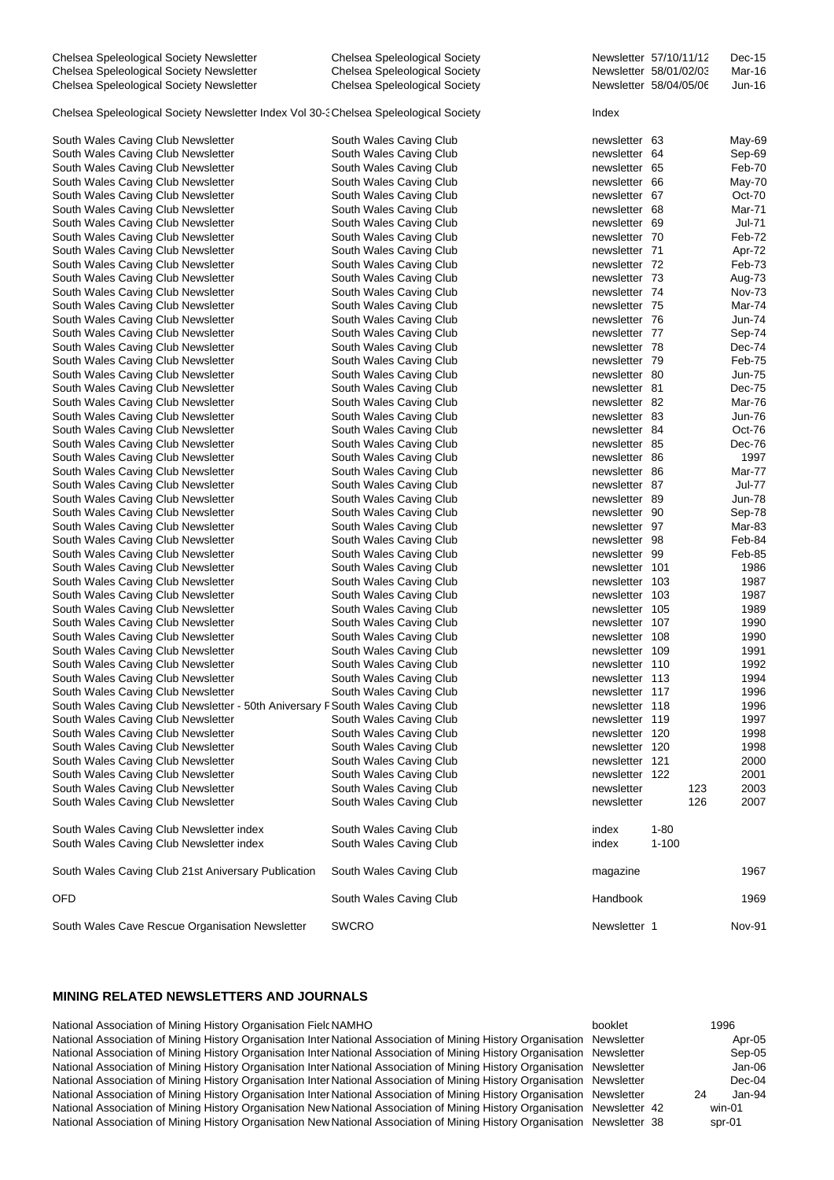| | | | | |
|---|---|---|---|---|
| Chelsea Speleological Society Newsletter | Chelsea Speleological Society | Newsletter | 57/10/11/12 | Dec-15 |
| Chelsea Speleological Society Newsletter | Chelsea Speleological Society | Newsletter | 58/01/02/03 | Mar-16 |
| Chelsea Speleological Society Newsletter | Chelsea Speleological Society | Newsletter | 58/04/05/06 | Jun-16 |
| Chelsea Speleological Society Newsletter Index Vol 30-3 | Chelsea Speleological Society | Index | | |
| South Wales Caving Club Newsletter | South Wales Caving Club | newsletter | 63 | May-69 |
| South Wales Caving Club Newsletter | South Wales Caving Club | newsletter | 64 | Sep-69 |
| South Wales Caving Club Newsletter | South Wales Caving Club | newsletter | 65 | Feb-70 |
| South Wales Caving Club Newsletter | South Wales Caving Club | newsletter | 66 | May-70 |
| South Wales Caving Club Newsletter | South Wales Caving Club | newsletter | 67 | Oct-70 |
| South Wales Caving Club Newsletter | South Wales Caving Club | newsletter | 68 | Mar-71 |
| South Wales Caving Club Newsletter | South Wales Caving Club | newsletter | 69 | Jul-71 |
| South Wales Caving Club Newsletter | South Wales Caving Club | newsletter | 70 | Feb-72 |
| South Wales Caving Club Newsletter | South Wales Caving Club | newsletter | 71 | Apr-72 |
| South Wales Caving Club Newsletter | South Wales Caving Club | newsletter | 72 | Feb-73 |
| South Wales Caving Club Newsletter | South Wales Caving Club | newsletter | 73 | Aug-73 |
| South Wales Caving Club Newsletter | South Wales Caving Club | newsletter | 74 | Nov-73 |
| South Wales Caving Club Newsletter | South Wales Caving Club | newsletter | 75 | Mar-74 |
| South Wales Caving Club Newsletter | South Wales Caving Club | newsletter | 76 | Jun-74 |
| South Wales Caving Club Newsletter | South Wales Caving Club | newsletter | 77 | Sep-74 |
| South Wales Caving Club Newsletter | South Wales Caving Club | newsletter | 78 | Dec-74 |
| South Wales Caving Club Newsletter | South Wales Caving Club | newsletter | 79 | Feb-75 |
| South Wales Caving Club Newsletter | South Wales Caving Club | newsletter | 80 | Jun-75 |
| South Wales Caving Club Newsletter | South Wales Caving Club | newsletter | 81 | Dec-75 |
| South Wales Caving Club Newsletter | South Wales Caving Club | newsletter | 82 | Mar-76 |
| South Wales Caving Club Newsletter | South Wales Caving Club | newsletter | 83 | Jun-76 |
| South Wales Caving Club Newsletter | South Wales Caving Club | newsletter | 84 | Oct-76 |
| South Wales Caving Club Newsletter | South Wales Caving Club | newsletter | 85 | Dec-76 |
| South Wales Caving Club Newsletter | South Wales Caving Club | newsletter | 86 | 1997 |
| South Wales Caving Club Newsletter | South Wales Caving Club | newsletter | 86 | Mar-77 |
| South Wales Caving Club Newsletter | South Wales Caving Club | newsletter | 87 | Jul-77 |
| South Wales Caving Club Newsletter | South Wales Caving Club | newsletter | 89 | Jun-78 |
| South Wales Caving Club Newsletter | South Wales Caving Club | newsletter | 90 | Sep-78 |
| South Wales Caving Club Newsletter | South Wales Caving Club | newsletter | 97 | Mar-83 |
| South Wales Caving Club Newsletter | South Wales Caving Club | newsletter | 98 | Feb-84 |
| South Wales Caving Club Newsletter | South Wales Caving Club | newsletter | 99 | Feb-85 |
| South Wales Caving Club Newsletter | South Wales Caving Club | newsletter | 101 | 1986 |
| South Wales Caving Club Newsletter | South Wales Caving Club | newsletter | 103 | 1987 |
| South Wales Caving Club Newsletter | South Wales Caving Club | newsletter | 103 | 1987 |
| South Wales Caving Club Newsletter | South Wales Caving Club | newsletter | 105 | 1989 |
| South Wales Caving Club Newsletter | South Wales Caving Club | newsletter | 107 | 1990 |
| South Wales Caving Club Newsletter | South Wales Caving Club | newsletter | 108 | 1990 |
| South Wales Caving Club Newsletter | South Wales Caving Club | newsletter | 109 | 1991 |
| South Wales Caving Club Newsletter | South Wales Caving Club | newsletter | 110 | 1992 |
| South Wales Caving Club Newsletter | South Wales Caving Club | newsletter | 113 | 1994 |
| South Wales Caving Club Newsletter | South Wales Caving Club | newsletter | 117 | 1996 |
| South Wales Caving Club Newsletter - 50th Aniversary F | South Wales Caving Club | newsletter | 118 | 1996 |
| South Wales Caving Club Newsletter | South Wales Caving Club | newsletter | 119 | 1997 |
| South Wales Caving Club Newsletter | South Wales Caving Club | newsletter | 120 | 1998 |
| South Wales Caving Club Newsletter | South Wales Caving Club | newsletter | 120 | 1998 |
| South Wales Caving Club Newsletter | South Wales Caving Club | newsletter | 121 | 2000 |
| South Wales Caving Club Newsletter | South Wales Caving Club | newsletter | 122 | 2001 |
| South Wales Caving Club Newsletter | South Wales Caving Club | newsletter | 123 | 2003 |
| South Wales Caving Club Newsletter | South Wales Caving Club | newsletter | 126 | 2007 |
| South Wales Caving Club Newsletter index | South Wales Caving Club | index | 1-80 | |
| South Wales Caving Club Newsletter index | South Wales Caving Club | index | 1-100 | |
| South Wales Caving Club 21st Aniversary Publication | South Wales Caving Club | magazine | | 1967 |
| OFD | South Wales Caving Club | Handbook | | 1969 |
| South Wales Cave Rescue Organisation Newsletter | SWCRO | Newsletter | 1 | Nov-91 |

## MINING RELATED NEWSLETTERS AND JOURNALS

| | | | | |
|---|---|---|---|---|
| National Association of Mining History Organisation Fielc | NAMHO | booklet | | 1996 |
| National Association of Mining History Organisation Inter | National Association of Mining History Organisation | Newsletter | | Apr-05 |
| National Association of Mining History Organisation Inter | National Association of Mining History Organisation | Newsletter | | Sep-05 |
| National Association of Mining History Organisation Inter | National Association of Mining History Organisation | Newsletter | | Jan-06 |
| National Association of Mining History Organisation Inter | National Association of Mining History Organisation | Newsletter | | Dec-04 |
| National Association of Mining History Organisation Inter | National Association of Mining History Organisation | Newsletter | 24 | Jan-94 |
| National Association of Mining History Organisation New | National Association of Mining History Organisation | Newsletter | 42 | win-01 |
| National Association of Mining History Organisation New | National Association of Mining History Organisation | Newsletter | 38 | spr-01 |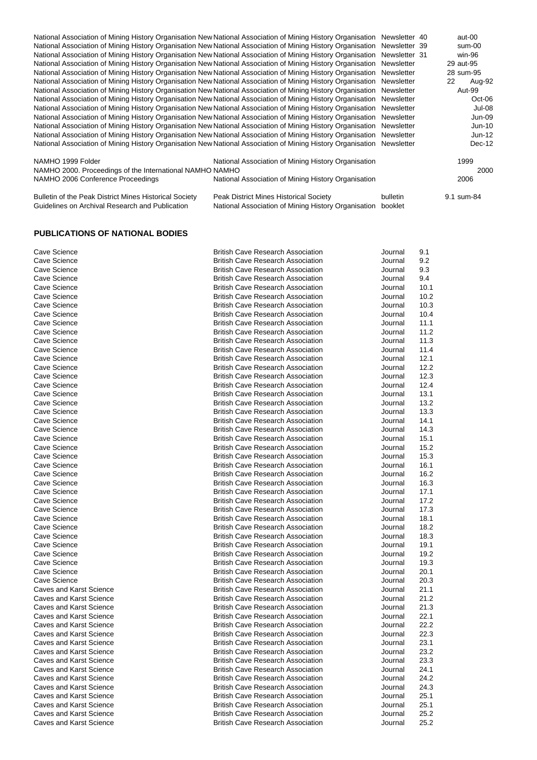| | | | | |
|---|---|---|---|---|
| National Association of Mining History Organisation New | National Association of Mining History Organisation | Newsletter | 40 | aut-00 |
| National Association of Mining History Organisation New | National Association of Mining History Organisation | Newsletter | 39 | sum-00 |
| National Association of Mining History Organisation New | National Association of Mining History Organisation | Newsletter | 31 | win-96 |
| National Association of Mining History Organisation New | National Association of Mining History Organisation | Newsletter | | 29 aut-95 |
| National Association of Mining History Organisation New | National Association of Mining History Organisation | Newsletter | | 28 sum-95 |
| National Association of Mining History Organisation New | National Association of Mining History Organisation | Newsletter | | 22 Aug-92 |
| National Association of Mining History Organisation New | National Association of Mining History Organisation | Newsletter | | Aut-99 |
| National Association of Mining History Organisation New | National Association of Mining History Organisation | Newsletter | | Oct-06 |
| National Association of Mining History Organisation New | National Association of Mining History Organisation | Newsletter | | Jul-08 |
| National Association of Mining History Organisation New | National Association of Mining History Organisation | Newsletter | | Jun-09 |
| National Association of Mining History Organisation New | National Association of Mining History Organisation | Newsletter | | Jun-10 |
| National Association of Mining History Organisation New | National Association of Mining History Organisation | Newsletter | | Jun-12 |
| National Association of Mining History Organisation New | National Association of Mining History Organisation | Newsletter | | Dec-12 |
| NAMHO 1999 Folder | National Association of Mining History Organisation | | | 1999 |
| NAMHO 2000. Proceedings of the International NAMHO | NAMHO | | | 2000 |
| NAMHO 2006 Conference Proceedings | National Association of Mining History Organisation | | | 2006 |
| Bulletin of the Peak District Mines Historical Society | Peak District Mines Historical Society | bulletin | | 9.1 sum-84 |
| Guidelines on Archival Research and Publication | National Association of Mining History Organisation | booklet | | |

## PUBLICATIONS OF NATIONAL BODIES

| | | | |
|---|---|---|---|
| Cave Science | British Cave Research Association | Journal | 9.1 |
| Cave Science | British Cave Research Association | Journal | 9.2 |
| Cave Science | British Cave Research Association | Journal | 9.3 |
| Cave Science | British Cave Research Association | Journal | 9.4 |
| Cave Science | British Cave Research Association | Journal | 10.1 |
| Cave Science | British Cave Research Association | Journal | 10.2 |
| Cave Science | British Cave Research Association | Journal | 10.3 |
| Cave Science | British Cave Research Association | Journal | 10.4 |
| Cave Science | British Cave Research Association | Journal | 11.1 |
| Cave Science | British Cave Research Association | Journal | 11.2 |
| Cave Science | British Cave Research Association | Journal | 11.3 |
| Cave Science | British Cave Research Association | Journal | 11.4 |
| Cave Science | British Cave Research Association | Journal | 12.1 |
| Cave Science | British Cave Research Association | Journal | 12.2 |
| Cave Science | British Cave Research Association | Journal | 12.3 |
| Cave Science | British Cave Research Association | Journal | 12.4 |
| Cave Science | British Cave Research Association | Journal | 13.1 |
| Cave Science | British Cave Research Association | Journal | 13.2 |
| Cave Science | British Cave Research Association | Journal | 13.3 |
| Cave Science | British Cave Research Association | Journal | 14.1 |
| Cave Science | British Cave Research Association | Journal | 14.3 |
| Cave Science | British Cave Research Association | Journal | 15.1 |
| Cave Science | British Cave Research Association | Journal | 15.2 |
| Cave Science | British Cave Research Association | Journal | 15.3 |
| Cave Science | British Cave Research Association | Journal | 16.1 |
| Cave Science | British Cave Research Association | Journal | 16.2 |
| Cave Science | British Cave Research Association | Journal | 16.3 |
| Cave Science | British Cave Research Association | Journal | 17.1 |
| Cave Science | British Cave Research Association | Journal | 17.2 |
| Cave Science | British Cave Research Association | Journal | 17.3 |
| Cave Science | British Cave Research Association | Journal | 18.1 |
| Cave Science | British Cave Research Association | Journal | 18.2 |
| Cave Science | British Cave Research Association | Journal | 18.3 |
| Cave Science | British Cave Research Association | Journal | 19.1 |
| Cave Science | British Cave Research Association | Journal | 19.2 |
| Cave Science | British Cave Research Association | Journal | 19.3 |
| Cave Science | British Cave Research Association | Journal | 20.1 |
| Cave Science | British Cave Research Association | Journal | 20.3 |
| Caves and Karst Science | British Cave Research Association | Journal | 21.1 |
| Caves and Karst Science | British Cave Research Association | Journal | 21.2 |
| Caves and Karst Science | British Cave Research Association | Journal | 21.3 |
| Caves and Karst Science | British Cave Research Association | Journal | 22.1 |
| Caves and Karst Science | British Cave Research Association | Journal | 22.2 |
| Caves and Karst Science | British Cave Research Association | Journal | 22.3 |
| Caves and Karst Science | British Cave Research Association | Journal | 23.1 |
| Caves and Karst Science | British Cave Research Association | Journal | 23.2 |
| Caves and Karst Science | British Cave Research Association | Journal | 23.3 |
| Caves and Karst Science | British Cave Research Association | Journal | 24.1 |
| Caves and Karst Science | British Cave Research Association | Journal | 24.2 |
| Caves and Karst Science | British Cave Research Association | Journal | 24.3 |
| Caves and Karst Science | British Cave Research Association | Journal | 25.1 |
| Caves and Karst Science | British Cave Research Association | Journal | 25.1 |
| Caves and Karst Science | British Cave Research Association | Journal | 25.2 |
| Caves and Karst Science | British Cave Research Association | Journal | 25.2 |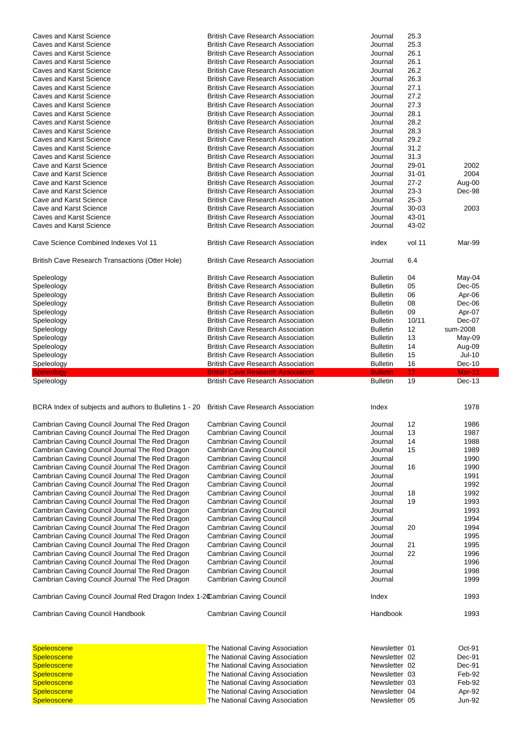| | | | | |
|---|---|---|---|---|
| Caves and Karst Science | British Cave Research Association | Journal | 25.3 | |
| Caves and Karst Science | British Cave Research Association | Journal | 25.3 | |
| Caves and Karst Science | British Cave Research Association | Journal | 26.1 | |
| Caves and Karst Science | British Cave Research Association | Journal | 26.1 | |
| Caves and Karst Science | British Cave Research Association | Journal | 26.2 | |
| Caves and Karst Science | British Cave Research Association | Journal | 26.3 | |
| Caves and Karst Science | British Cave Research Association | Journal | 27.1 | |
| Caves and Karst Science | British Cave Research Association | Journal | 27.2 | |
| Caves and Karst Science | British Cave Research Association | Journal | 27.3 | |
| Caves and Karst Science | British Cave Research Association | Journal | 28.1 | |
| Caves and Karst Science | British Cave Research Association | Journal | 28.2 | |
| Caves and Karst Science | British Cave Research Association | Journal | 28.3 | |
| Caves and Karst Science | British Cave Research Association | Journal | 29.2 | |
| Caves and Karst Science | British Cave Research Association | Journal | 31.2 | |
| Caves and Karst Science | British Cave Research Association | Journal | 31.3 | |
| Cave and Karst Science | British Cave Research Association | Journal | 29-01 | 2002 |
| Cave and Karst Science | British Cave Research Association | Journal | 31-01 | 2004 |
| Cave and Karst Science | British Cave Research Association | Journal | 27-2 | Aug-00 |
| Cave and Karst Science | British Cave Research Association | Journal | 23-3 | Dec-98 |
| Cave and Karst Science | British Cave Research Association | Journal | 25-3 | |
| Cave and Karst Science | British Cave Research Association | Journal | 30-03 | 2003 |
| Caves and Karst Science | British Cave Research Association | Journal | 43-01 | |
| Caves and Karst Science | British Cave Research Association | Journal | 43-02 | |
| | | | | |
| Cave Science Combined Indexes Vol 11 | British Cave Research Association | index | vol 11 | Mar-99 |
| | | | | |
| British Cave Research Transactions (Otter Hole) | British Cave Research Association | Journal | 6.4 | |
| | | | | |
| Speleology | British Cave Research Association | Bulletin | 04 | May-04 |
| Speleology | British Cave Research Association | Bulletin | 05 | Dec-05 |
| Speleology | British Cave Research Association | Bulletin | 06 | Apr-06 |
| Speleology | British Cave Research Association | Bulletin | 08 | Dec-06 |
| Speleology | British Cave Research Association | Bulletin | 09 | Apr-07 |
| Speleology | British Cave Research Association | Bulletin | 10/11 | Dec-07 |
| Speleology | British Cave Research Association | Bulletin | 12 | sum-2008 |
| Speleology | British Cave Research Association | Bulletin | 13 | May-09 |
| Speleology | British Cave Research Association | Bulletin | 14 | Aug-09 |
| Speleology | British Cave Research Association | Bulletin | 15 | Jul-10 |
| Speleology | British Cave Research Association | Bulletin | 16 | Dec-10 |
| Speleology | British Cave Research Association | Bulletin | 17 | Mar-11 |
| Speleology | British Cave Research Association | Bulletin | 19 | Dec-13 |
| | | | | |
| BCRA Index of subjects and authors to Bulletins 1 - 20 | British Cave Research Association | Index | | 1978 |
| | | | | |
| Cambrian Caving Council Journal The Red Dragon | Cambrian Caving Council | Journal | 12 | 1986 |
| Cambrian Caving Council Journal The Red Dragon | Cambrian Caving Council | Journal | 13 | 1987 |
| Cambrian Caving Council Journal The Red Dragon | Cambrian Caving Council | Journal | 14 | 1988 |
| Cambrian Caving Council Journal The Red Dragon | Cambrian Caving Council | Journal | 15 | 1989 |
| Cambrian Caving Council Journal The Red Dragon | Cambrian Caving Council | Journal | | 1990 |
| Cambrian Caving Council Journal The Red Dragon | Cambrian Caving Council | Journal | 16 | 1990 |
| Cambrian Caving Council Journal The Red Dragon | Cambrian Caving Council | Journal | | 1991 |
| Cambrian Caving Council Journal The Red Dragon | Cambrian Caving Council | Journal | | 1992 |
| Cambrian Caving Council Journal The Red Dragon | Cambrian Caving Council | Journal | 18 | 1992 |
| Cambrian Caving Council Journal The Red Dragon | Cambrian Caving Council | Journal | 19 | 1993 |
| Cambrian Caving Council Journal The Red Dragon | Cambrian Caving Council | Journal | | 1993 |
| Cambrian Caving Council Journal The Red Dragon | Cambrian Caving Council | Journal | | 1994 |
| Cambrian Caving Council Journal The Red Dragon | Cambrian Caving Council | Journal | 20 | 1994 |
| Cambrian Caving Council Journal The Red Dragon | Cambrian Caving Council | Journal | | 1995 |
| Cambrian Caving Council Journal The Red Dragon | Cambrian Caving Council | Journal | 21 | 1995 |
| Cambrian Caving Council Journal The Red Dragon | Cambrian Caving Council | Journal | 22 | 1996 |
| Cambrian Caving Council Journal The Red Dragon | Cambrian Caving Council | Journal | | 1996 |
| Cambrian Caving Council Journal The Red Dragon | Cambrian Caving Council | Journal | | 1998 |
| Cambrian Caving Council Journal The Red Dragon | Cambrian Caving Council | Journal | | 1999 |
| | | | | |
| Cambrian Caving Council Journal Red Dragon Index 1-20 | Cambrian Caving Council | Index | | 1993 |
| | | | | |
| Cambrian Caving Council Handbook | Cambrian Caving Council | Handbook | | 1993 |
| | | | | |
| Speleoscene | The National Caving Association | Newsletter | 01 | Oct-91 |
| Speleoscene | The National Caving Association | Newsletter | 02 | Dec-91 |
| Speleoscene | The National Caving Association | Newsletter | 02 | Dec-91 |
| Speleoscene | The National Caving Association | Newsletter | 03 | Feb-92 |
| Speleoscene | The National Caving Association | Newsletter | 03 | Feb-92 |
| Speleoscene | The National Caving Association | Newsletter | 04 | Apr-92 |
| Speleoscene | The National Caving Association | Newsletter | 05 | Jun-92 |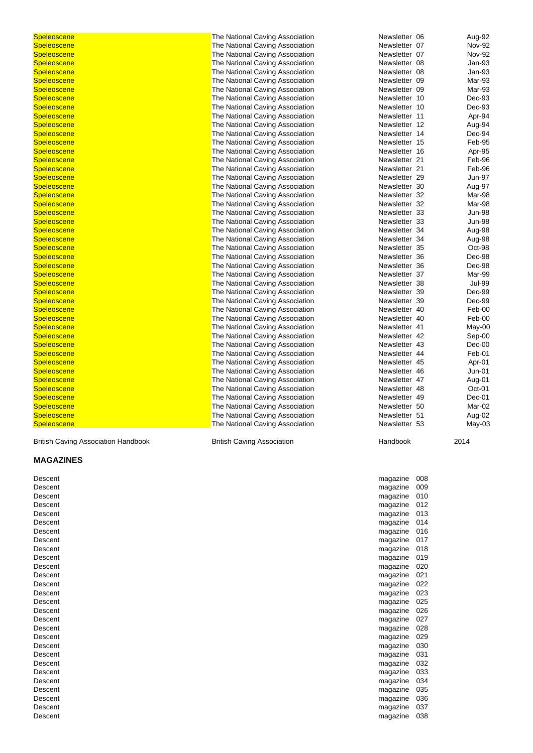| | | | |
|---|---|---|---|
| Speleoscene | The National Caving Association | Newsletter 06 | Aug-92 |
| Speleoscene | The National Caving Association | Newsletter 07 | Nov-92 |
| Speleoscene | The National Caving Association | Newsletter 07 | Nov-92 |
| Speleoscene | The National Caving Association | Newsletter 08 | Jan-93 |
| Speleoscene | The National Caving Association | Newsletter 08 | Jan-93 |
| Speleoscene | The National Caving Association | Newsletter 09 | Mar-93 |
| Speleoscene | The National Caving Association | Newsletter 09 | Mar-93 |
| Speleoscene | The National Caving Association | Newsletter 10 | Dec-93 |
| Speleoscene | The National Caving Association | Newsletter 10 | Dec-93 |
| Speleoscene | The National Caving Association | Newsletter 11 | Apr-94 |
| Speleoscene | The National Caving Association | Newsletter 12 | Aug-94 |
| Speleoscene | The National Caving Association | Newsletter 14 | Dec-94 |
| Speleoscene | The National Caving Association | Newsletter 15 | Feb-95 |
| Speleoscene | The National Caving Association | Newsletter 16 | Apr-95 |
| Speleoscene | The National Caving Association | Newsletter 21 | Feb-96 |
| Speleoscene | The National Caving Association | Newsletter 21 | Feb-96 |
| Speleoscene | The National Caving Association | Newsletter 29 | Jun-97 |
| Speleoscene | The National Caving Association | Newsletter 30 | Aug-97 |
| Speleoscene | The National Caving Association | Newsletter 32 | Mar-98 |
| Speleoscene | The National Caving Association | Newsletter 32 | Mar-98 |
| Speleoscene | The National Caving Association | Newsletter 33 | Jun-98 |
| Speleoscene | The National Caving Association | Newsletter 33 | Jun-98 |
| Speleoscene | The National Caving Association | Newsletter 34 | Aug-98 |
| Speleoscene | The National Caving Association | Newsletter 34 | Aug-98 |
| Speleoscene | The National Caving Association | Newsletter 35 | Oct-98 |
| Speleoscene | The National Caving Association | Newsletter 36 | Dec-98 |
| Speleoscene | The National Caving Association | Newsletter 36 | Dec-98 |
| Speleoscene | The National Caving Association | Newsletter 37 | Mar-99 |
| Speleoscene | The National Caving Association | Newsletter 38 | Jul-99 |
| Speleoscene | The National Caving Association | Newsletter 39 | Dec-99 |
| Speleoscene | The National Caving Association | Newsletter 39 | Dec-99 |
| Speleoscene | The National Caving Association | Newsletter 40 | Feb-00 |
| Speleoscene | The National Caving Association | Newsletter 40 | Feb-00 |
| Speleoscene | The National Caving Association | Newsletter 41 | May-00 |
| Speleoscene | The National Caving Association | Newsletter 42 | Sep-00 |
| Speleoscene | The National Caving Association | Newsletter 43 | Dec-00 |
| Speleoscene | The National Caving Association | Newsletter 44 | Feb-01 |
| Speleoscene | The National Caving Association | Newsletter 45 | Apr-01 |
| Speleoscene | The National Caving Association | Newsletter 46 | Jun-01 |
| Speleoscene | The National Caving Association | Newsletter 47 | Aug-01 |
| Speleoscene | The National Caving Association | Newsletter 48 | Oct-01 |
| Speleoscene | The National Caving Association | Newsletter 49 | Dec-01 |
| Speleoscene | The National Caving Association | Newsletter 50 | Mar-02 |
| Speleoscene | The National Caving Association | Newsletter 51 | Aug-02 |
| Speleoscene | The National Caving Association | Newsletter 53 | May-03 |
| British Caving Association Handbook | British Caving Association | Handbook | 2014 |

## MAGAZINES

| | |
|---|---|
| Descent | magazine 008 |
| Descent | magazine 009 |
| Descent | magazine 010 |
| Descent | magazine 012 |
| Descent | magazine 013 |
| Descent | magazine 014 |
| Descent | magazine 016 |
| Descent | magazine 017 |
| Descent | magazine 018 |
| Descent | magazine 019 |
| Descent | magazine 020 |
| Descent | magazine 021 |
| Descent | magazine 022 |
| Descent | magazine 023 |
| Descent | magazine 025 |
| Descent | magazine 026 |
| Descent | magazine 027 |
| Descent | magazine 028 |
| Descent | magazine 029 |
| Descent | magazine 030 |
| Descent | magazine 031 |
| Descent | magazine 032 |
| Descent | magazine 033 |
| Descent | magazine 034 |
| Descent | magazine 035 |
| Descent | magazine 036 |
| Descent | magazine 037 |
| Descent | magazine 038 |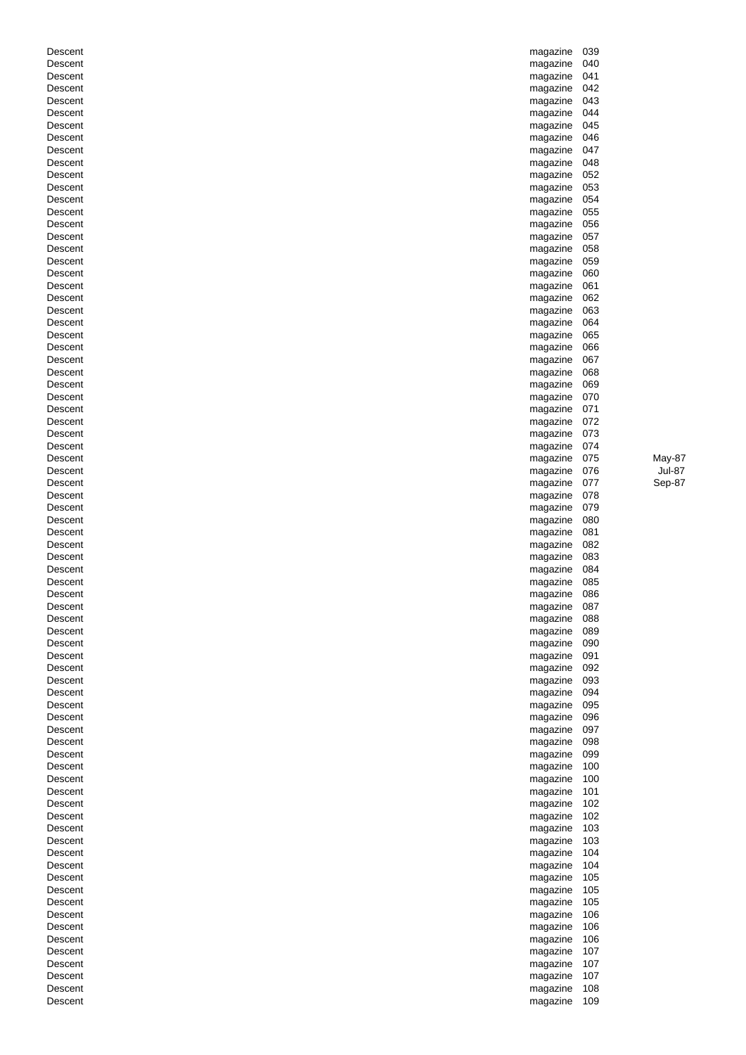| | | | |
|---|---|---|---|
| Descent | magazine | 039 | |
| Descent | magazine | 040 | |
| Descent | magazine | 041 | |
| Descent | magazine | 042 | |
| Descent | magazine | 043 | |
| Descent | magazine | 044 | |
| Descent | magazine | 045 | |
| Descent | magazine | 046 | |
| Descent | magazine | 047 | |
| Descent | magazine | 048 | |
| Descent | magazine | 052 | |
| Descent | magazine | 053 | |
| Descent | magazine | 054 | |
| Descent | magazine | 055 | |
| Descent | magazine | 056 | |
| Descent | magazine | 057 | |
| Descent | magazine | 058 | |
| Descent | magazine | 059 | |
| Descent | magazine | 060 | |
| Descent | magazine | 061 | |
| Descent | magazine | 062 | |
| Descent | magazine | 063 | |
| Descent | magazine | 064 | |
| Descent | magazine | 065 | |
| Descent | magazine | 066 | |
| Descent | magazine | 067 | |
| Descent | magazine | 068 | |
| Descent | magazine | 069 | |
| Descent | magazine | 070 | |
| Descent | magazine | 071 | |
| Descent | magazine | 072 | |
| Descent | magazine | 073 | |
| Descent | magazine | 074 | |
| Descent | magazine | 075 | May-87 |
| Descent | magazine | 076 | Jul-87 |
| Descent | magazine | 077 | Sep-87 |
| Descent | magazine | 078 | |
| Descent | magazine | 079 | |
| Descent | magazine | 080 | |
| Descent | magazine | 081 | |
| Descent | magazine | 082 | |
| Descent | magazine | 083 | |
| Descent | magazine | 084 | |
| Descent | magazine | 085 | |
| Descent | magazine | 086 | |
| Descent | magazine | 087 | |
| Descent | magazine | 088 | |
| Descent | magazine | 089 | |
| Descent | magazine | 090 | |
| Descent | magazine | 091 | |
| Descent | magazine | 092 | |
| Descent | magazine | 093 | |
| Descent | magazine | 094 | |
| Descent | magazine | 095 | |
| Descent | magazine | 096 | |
| Descent | magazine | 097 | |
| Descent | magazine | 098 | |
| Descent | magazine | 099 | |
| Descent | magazine | 100 | |
| Descent | magazine | 100 | |
| Descent | magazine | 101 | |
| Descent | magazine | 102 | |
| Descent | magazine | 102 | |
| Descent | magazine | 103 | |
| Descent | magazine | 103 | |
| Descent | magazine | 104 | |
| Descent | magazine | 104 | |
| Descent | magazine | 105 | |
| Descent | magazine | 105 | |
| Descent | magazine | 105 | |
| Descent | magazine | 106 | |
| Descent | magazine | 106 | |
| Descent | magazine | 106 | |
| Descent | magazine | 107 | |
| Descent | magazine | 107 | |
| Descent | magazine | 107 | |
| Descent | magazine | 108 | |
| Descent | magazine | 109 | |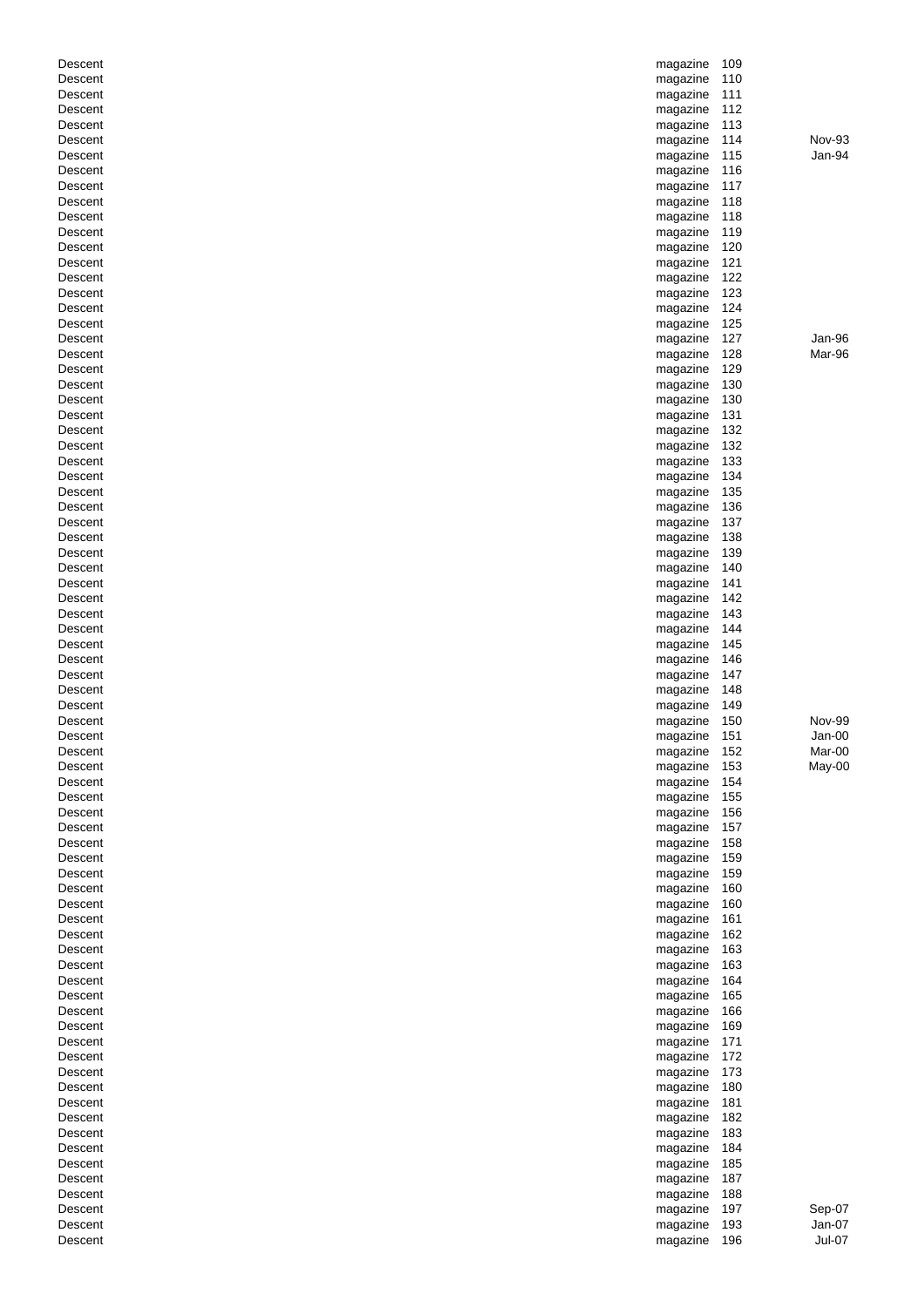| | | | |
|---|---|---|---|
| Descent | magazine | 109 | |
| Descent | magazine | 110 | |
| Descent | magazine | 111 | |
| Descent | magazine | 112 | |
| Descent | magazine | 113 | |
| Descent | magazine | 114 | Nov-93 |
| Descent | magazine | 115 | Jan-94 |
| Descent | magazine | 116 | |
| Descent | magazine | 117 | |
| Descent | magazine | 118 | |
| Descent | magazine | 118 | |
| Descent | magazine | 119 | |
| Descent | magazine | 120 | |
| Descent | magazine | 121 | |
| Descent | magazine | 122 | |
| Descent | magazine | 123 | |
| Descent | magazine | 124 | |
| Descent | magazine | 125 | |
| Descent | magazine | 127 | Jan-96 |
| Descent | magazine | 128 | Mar-96 |
| Descent | magazine | 129 | |
| Descent | magazine | 130 | |
| Descent | magazine | 130 | |
| Descent | magazine | 131 | |
| Descent | magazine | 132 | |
| Descent | magazine | 132 | |
| Descent | magazine | 133 | |
| Descent | magazine | 134 | |
| Descent | magazine | 135 | |
| Descent | magazine | 136 | |
| Descent | magazine | 137 | |
| Descent | magazine | 138 | |
| Descent | magazine | 139 | |
| Descent | magazine | 140 | |
| Descent | magazine | 141 | |
| Descent | magazine | 142 | |
| Descent | magazine | 143 | |
| Descent | magazine | 144 | |
| Descent | magazine | 145 | |
| Descent | magazine | 146 | |
| Descent | magazine | 147 | |
| Descent | magazine | 148 | |
| Descent | magazine | 149 | |
| Descent | magazine | 150 | Nov-99 |
| Descent | magazine | 151 | Jan-00 |
| Descent | magazine | 152 | Mar-00 |
| Descent | magazine | 153 | May-00 |
| Descent | magazine | 154 | |
| Descent | magazine | 155 | |
| Descent | magazine | 156 | |
| Descent | magazine | 157 | |
| Descent | magazine | 158 | |
| Descent | magazine | 159 | |
| Descent | magazine | 159 | |
| Descent | magazine | 160 | |
| Descent | magazine | 160 | |
| Descent | magazine | 161 | |
| Descent | magazine | 162 | |
| Descent | magazine | 163 | |
| Descent | magazine | 163 | |
| Descent | magazine | 164 | |
| Descent | magazine | 165 | |
| Descent | magazine | 166 | |
| Descent | magazine | 169 | |
| Descent | magazine | 171 | |
| Descent | magazine | 172 | |
| Descent | magazine | 173 | |
| Descent | magazine | 180 | |
| Descent | magazine | 181 | |
| Descent | magazine | 182 | |
| Descent | magazine | 183 | |
| Descent | magazine | 184 | |
| Descent | magazine | 185 | |
| Descent | magazine | 187 | |
| Descent | magazine | 188 | |
| Descent | magazine | 197 | Sep-07 |
| Descent | magazine | 193 | Jan-07 |
| Descent | magazine | 196 | Jul-07 |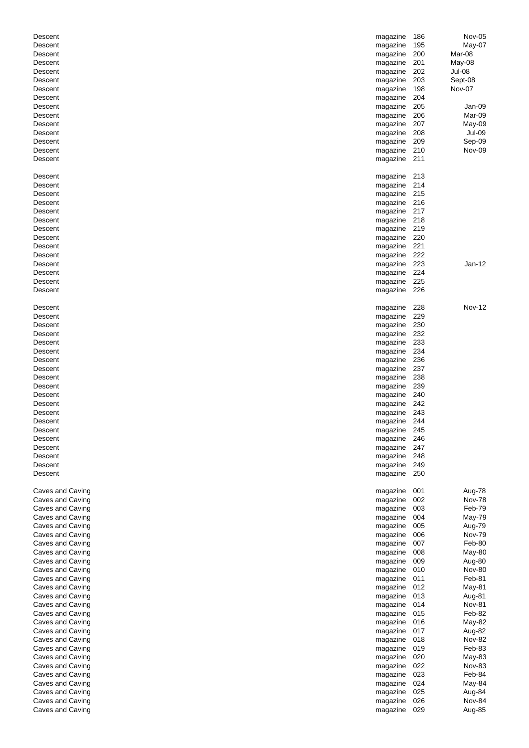| | | | |
|---|---|---|---|
| Descent | magazine | 186 | Nov-05 |
| Descent | magazine | 195 | May-07 |
| Descent | magazine | 200 | Mar-08 |
| Descent | magazine | 201 | May-08 |
| Descent | magazine | 202 | Jul-08 |
| Descent | magazine | 203 | Sept-08 |
| Descent | magazine | 198 | Nov-07 |
| Descent | magazine | 204 | |
| Descent | magazine | 205 | Jan-09 |
| Descent | magazine | 206 | Mar-09 |
| Descent | magazine | 207 | May-09 |
| Descent | magazine | 208 | Jul-09 |
| Descent | magazine | 209 | Sep-09 |
| Descent | magazine | 210 | Nov-09 |
| Descent | magazine | 211 | |
| | | | |
| Descent | magazine | 213 | |
| Descent | magazine | 214 | |
| Descent | magazine | 215 | |
| Descent | magazine | 216 | |
| Descent | magazine | 217 | |
| Descent | magazine | 218 | |
| Descent | magazine | 219 | |
| Descent | magazine | 220 | |
| Descent | magazine | 221 | |
| Descent | magazine | 222 | |
| Descent | magazine | 223 | Jan-12 |
| Descent | magazine | 224 | |
| Descent | magazine | 225 | |
| Descent | magazine | 226 | |
| | | | |
| Descent | magazine | 228 | Nov-12 |
| Descent | magazine | 229 | |
| Descent | magazine | 230 | |
| Descent | magazine | 232 | |
| Descent | magazine | 233 | |
| Descent | magazine | 234 | |
| Descent | magazine | 236 | |
| Descent | magazine | 237 | |
| Descent | magazine | 238 | |
| Descent | magazine | 239 | |
| Descent | magazine | 240 | |
| Descent | magazine | 242 | |
| Descent | magazine | 243 | |
| Descent | magazine | 244 | |
| Descent | magazine | 245 | |
| Descent | magazine | 246 | |
| Descent | magazine | 247 | |
| Descent | magazine | 248 | |
| Descent | magazine | 249 | |
| Descent | magazine | 250 | |
| | | | |
| Caves and Caving | magazine | 001 | Aug-78 |
| Caves and Caving | magazine | 002 | Nov-78 |
| Caves and Caving | magazine | 003 | Feb-79 |
| Caves and Caving | magazine | 004 | May-79 |
| Caves and Caving | magazine | 005 | Aug-79 |
| Caves and Caving | magazine | 006 | Nov-79 |
| Caves and Caving | magazine | 007 | Feb-80 |
| Caves and Caving | magazine | 008 | May-80 |
| Caves and Caving | magazine | 009 | Aug-80 |
| Caves and Caving | magazine | 010 | Nov-80 |
| Caves and Caving | magazine | 011 | Feb-81 |
| Caves and Caving | magazine | 012 | May-81 |
| Caves and Caving | magazine | 013 | Aug-81 |
| Caves and Caving | magazine | 014 | Nov-81 |
| Caves and Caving | magazine | 015 | Feb-82 |
| Caves and Caving | magazine | 016 | May-82 |
| Caves and Caving | magazine | 017 | Aug-82 |
| Caves and Caving | magazine | 018 | Nov-82 |
| Caves and Caving | magazine | 019 | Feb-83 |
| Caves and Caving | magazine | 020 | May-83 |
| Caves and Caving | magazine | 022 | Nov-83 |
| Caves and Caving | magazine | 023 | Feb-84 |
| Caves and Caving | magazine | 024 | May-84 |
| Caves and Caving | magazine | 025 | Aug-84 |
| Caves and Caving | magazine | 026 | Nov-84 |
| Caves and Caving | magazine | 029 | Aug-85 |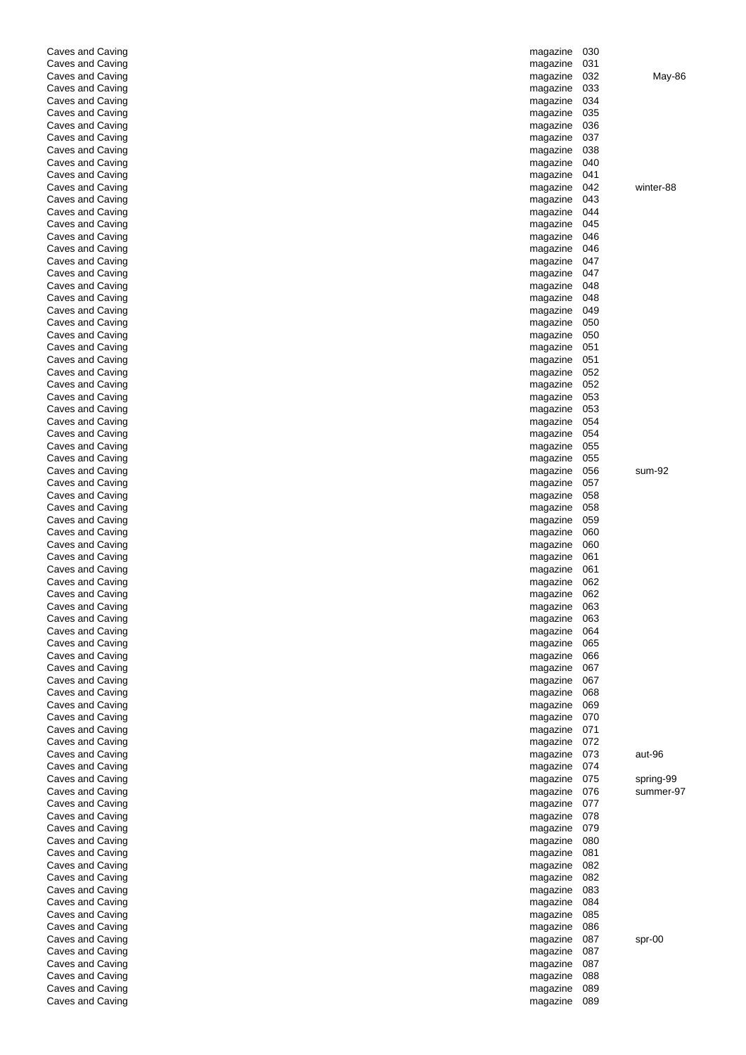| | | | |
|---|---|---|---|
| Caves and Caving | magazine | 030 | |
| Caves and Caving | magazine | 031 | |
| Caves and Caving | magazine | 032 | May-86 |
| Caves and Caving | magazine | 033 | |
| Caves and Caving | magazine | 034 | |
| Caves and Caving | magazine | 035 | |
| Caves and Caving | magazine | 036 | |
| Caves and Caving | magazine | 037 | |
| Caves and Caving | magazine | 038 | |
| Caves and Caving | magazine | 040 | |
| Caves and Caving | magazine | 041 | |
| Caves and Caving | magazine | 042 | winter-88 |
| Caves and Caving | magazine | 043 | |
| Caves and Caving | magazine | 044 | |
| Caves and Caving | magazine | 045 | |
| Caves and Caving | magazine | 046 | |
| Caves and Caving | magazine | 046 | |
| Caves and Caving | magazine | 047 | |
| Caves and Caving | magazine | 047 | |
| Caves and Caving | magazine | 048 | |
| Caves and Caving | magazine | 048 | |
| Caves and Caving | magazine | 049 | |
| Caves and Caving | magazine | 050 | |
| Caves and Caving | magazine | 050 | |
| Caves and Caving | magazine | 051 | |
| Caves and Caving | magazine | 051 | |
| Caves and Caving | magazine | 052 | |
| Caves and Caving | magazine | 052 | |
| Caves and Caving | magazine | 053 | |
| Caves and Caving | magazine | 053 | |
| Caves and Caving | magazine | 054 | |
| Caves and Caving | magazine | 054 | |
| Caves and Caving | magazine | 055 | |
| Caves and Caving | magazine | 055 | |
| Caves and Caving | magazine | 056 | sum-92 |
| Caves and Caving | magazine | 057 | |
| Caves and Caving | magazine | 058 | |
| Caves and Caving | magazine | 058 | |
| Caves and Caving | magazine | 059 | |
| Caves and Caving | magazine | 060 | |
| Caves and Caving | magazine | 060 | |
| Caves and Caving | magazine | 061 | |
| Caves and Caving | magazine | 061 | |
| Caves and Caving | magazine | 062 | |
| Caves and Caving | magazine | 062 | |
| Caves and Caving | magazine | 063 | |
| Caves and Caving | magazine | 063 | |
| Caves and Caving | magazine | 064 | |
| Caves and Caving | magazine | 065 | |
| Caves and Caving | magazine | 066 | |
| Caves and Caving | magazine | 067 | |
| Caves and Caving | magazine | 067 | |
| Caves and Caving | magazine | 068 | |
| Caves and Caving | magazine | 069 | |
| Caves and Caving | magazine | 070 | |
| Caves and Caving | magazine | 071 | |
| Caves and Caving | magazine | 072 | |
| Caves and Caving | magazine | 073 | aut-96 |
| Caves and Caving | magazine | 074 | |
| Caves and Caving | magazine | 075 | spring-99 |
| Caves and Caving | magazine | 076 | summer-97 |
| Caves and Caving | magazine | 077 | |
| Caves and Caving | magazine | 078 | |
| Caves and Caving | magazine | 079 | |
| Caves and Caving | magazine | 080 | |
| Caves and Caving | magazine | 081 | |
| Caves and Caving | magazine | 082 | |
| Caves and Caving | magazine | 082 | |
| Caves and Caving | magazine | 083 | |
| Caves and Caving | magazine | 084 | |
| Caves and Caving | magazine | 085 | |
| Caves and Caving | magazine | 086 | |
| Caves and Caving | magazine | 087 | spr-00 |
| Caves and Caving | magazine | 087 | |
| Caves and Caving | magazine | 087 | |
| Caves and Caving | magazine | 088 | |
| Caves and Caving | magazine | 089 | |
| Caves and Caving | magazine | 089 | |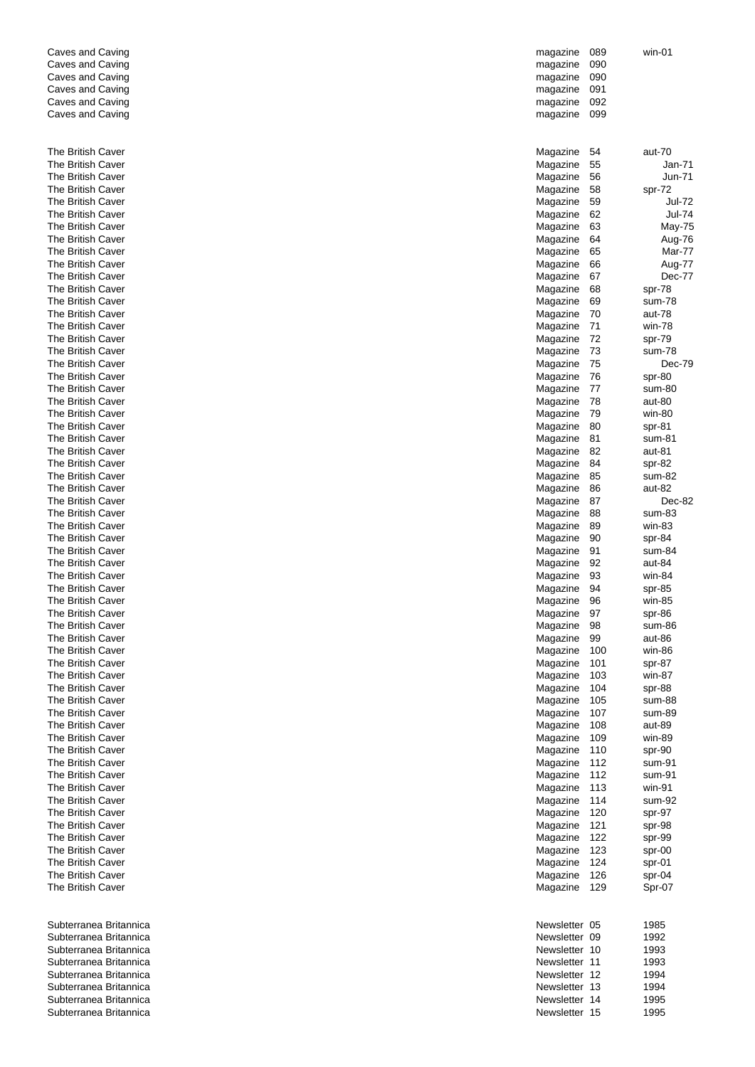| | | | |
|---|---|---|---|
| Caves and Caving | magazine | 089 | win-01 |
| Caves and Caving | magazine | 090 | |
| Caves and Caving | magazine | 090 | |
| Caves and Caving | magazine | 091 | |
| Caves and Caving | magazine | 092 | |
| Caves and Caving | magazine | 099 | |
| | | | |
| The British Caver | Magazine | 54 | aut-70 |
| The British Caver | Magazine | 55 | Jan-71 |
| The British Caver | Magazine | 56 | Jun-71 |
| The British Caver | Magazine | 58 | spr-72 |
| The British Caver | Magazine | 59 | Jul-72 |
| The British Caver | Magazine | 62 | Jul-74 |
| The British Caver | Magazine | 63 | May-75 |
| The British Caver | Magazine | 64 | Aug-76 |
| The British Caver | Magazine | 65 | Mar-77 |
| The British Caver | Magazine | 66 | Aug-77 |
| The British Caver | Magazine | 67 | Dec-77 |
| The British Caver | Magazine | 68 | spr-78 |
| The British Caver | Magazine | 69 | sum-78 |
| The British Caver | Magazine | 70 | aut-78 |
| The British Caver | Magazine | 71 | win-78 |
| The British Caver | Magazine | 72 | spr-79 |
| The British Caver | Magazine | 73 | sum-78 |
| The British Caver | Magazine | 75 | Dec-79 |
| The British Caver | Magazine | 76 | spr-80 |
| The British Caver | Magazine | 77 | sum-80 |
| The British Caver | Magazine | 78 | aut-80 |
| The British Caver | Magazine | 79 | win-80 |
| The British Caver | Magazine | 80 | spr-81 |
| The British Caver | Magazine | 81 | sum-81 |
| The British Caver | Magazine | 82 | aut-81 |
| The British Caver | Magazine | 84 | spr-82 |
| The British Caver | Magazine | 85 | sum-82 |
| The British Caver | Magazine | 86 | aut-82 |
| The British Caver | Magazine | 87 | Dec-82 |
| The British Caver | Magazine | 88 | sum-83 |
| The British Caver | Magazine | 89 | win-83 |
| The British Caver | Magazine | 90 | spr-84 |
| The British Caver | Magazine | 91 | sum-84 |
| The British Caver | Magazine | 92 | aut-84 |
| The British Caver | Magazine | 93 | win-84 |
| The British Caver | Magazine | 94 | spr-85 |
| The British Caver | Magazine | 96 | win-85 |
| The British Caver | Magazine | 97 | spr-86 |
| The British Caver | Magazine | 98 | sum-86 |
| The British Caver | Magazine | 99 | aut-86 |
| The British Caver | Magazine | 100 | win-86 |
| The British Caver | Magazine | 101 | spr-87 |
| The British Caver | Magazine | 103 | win-87 |
| The British Caver | Magazine | 104 | spr-88 |
| The British Caver | Magazine | 105 | sum-88 |
| The British Caver | Magazine | 107 | sum-89 |
| The British Caver | Magazine | 108 | aut-89 |
| The British Caver | Magazine | 109 | win-89 |
| The British Caver | Magazine | 110 | spr-90 |
| The British Caver | Magazine | 112 | sum-91 |
| The British Caver | Magazine | 112 | sum-91 |
| The British Caver | Magazine | 113 | win-91 |
| The British Caver | Magazine | 114 | sum-92 |
| The British Caver | Magazine | 120 | spr-97 |
| The British Caver | Magazine | 121 | spr-98 |
| The British Caver | Magazine | 122 | spr-99 |
| The British Caver | Magazine | 123 | spr-00 |
| The British Caver | Magazine | 124 | spr-01 |
| The British Caver | Magazine | 126 | spr-04 |
| The British Caver | Magazine | 129 | Spr-07 |
| | | | |
| Subterranea Britannica | Newsletter | 05 | 1985 |
| Subterranea Britannica | Newsletter | 09 | 1992 |
| Subterranea Britannica | Newsletter | 10 | 1993 |
| Subterranea Britannica | Newsletter | 11 | 1993 |
| Subterranea Britannica | Newsletter | 12 | 1994 |
| Subterranea Britannica | Newsletter | 13 | 1994 |
| Subterranea Britannica | Newsletter | 14 | 1995 |
| Subterranea Britannica | Newsletter | 15 | 1995 |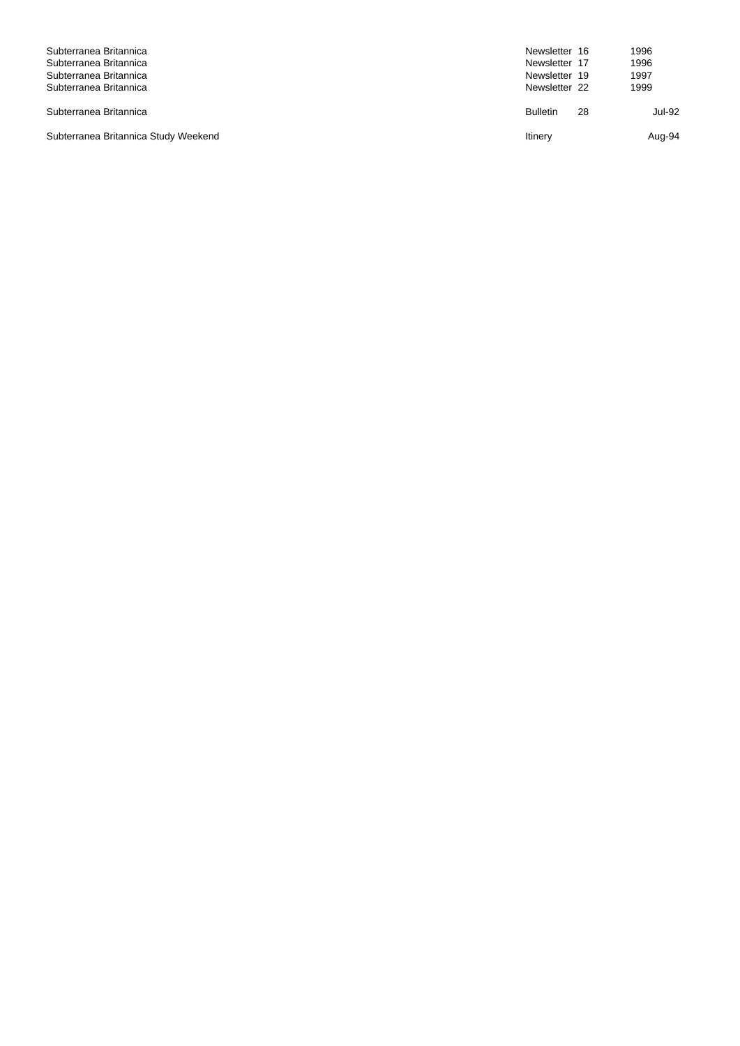| | | | |
|---|---|---|---|
| Subterranea Britannica | Newsletter | 16 | 1996 |
| Subterranea Britannica | Newsletter | 17 | 1996 |
| Subterranea Britannica | Newsletter | 19 | 1997 |
| Subterranea Britannica | Newsletter | 22 | 1999 |
| Subterranea Britannica | Bulletin | 28 | Jul-92 |
| Subterranea Britannica Study Weekend | Itinery | | Aug-94 |